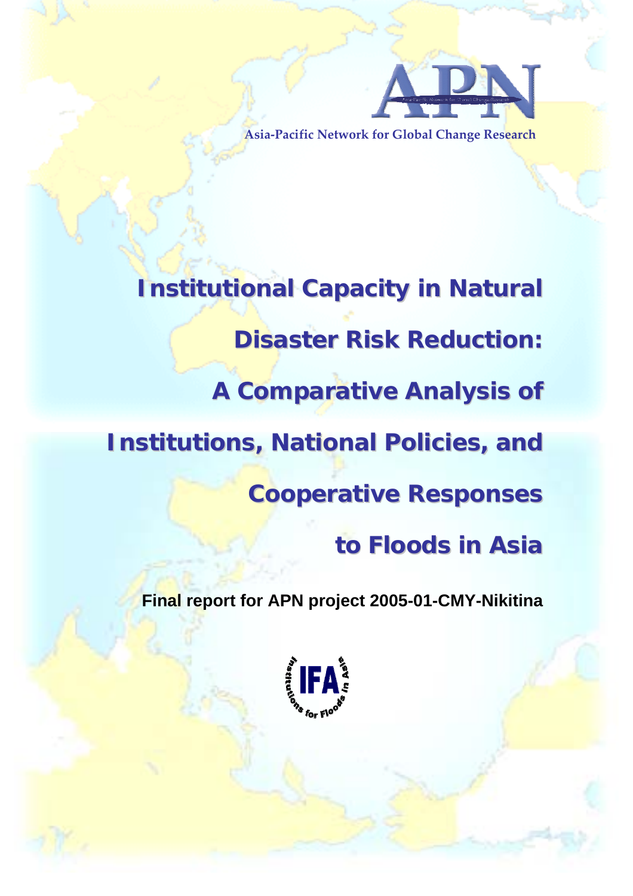Asia-Pacific Network for Global Change Research

# Institutional Capacity in Natural Disaster Risk Reduction: A Comparative Analysis of Institutions, National Policies, and Cooperative Responses to Floods in Asia

**Final report for APN project 2005-01-CMY-Nikitina**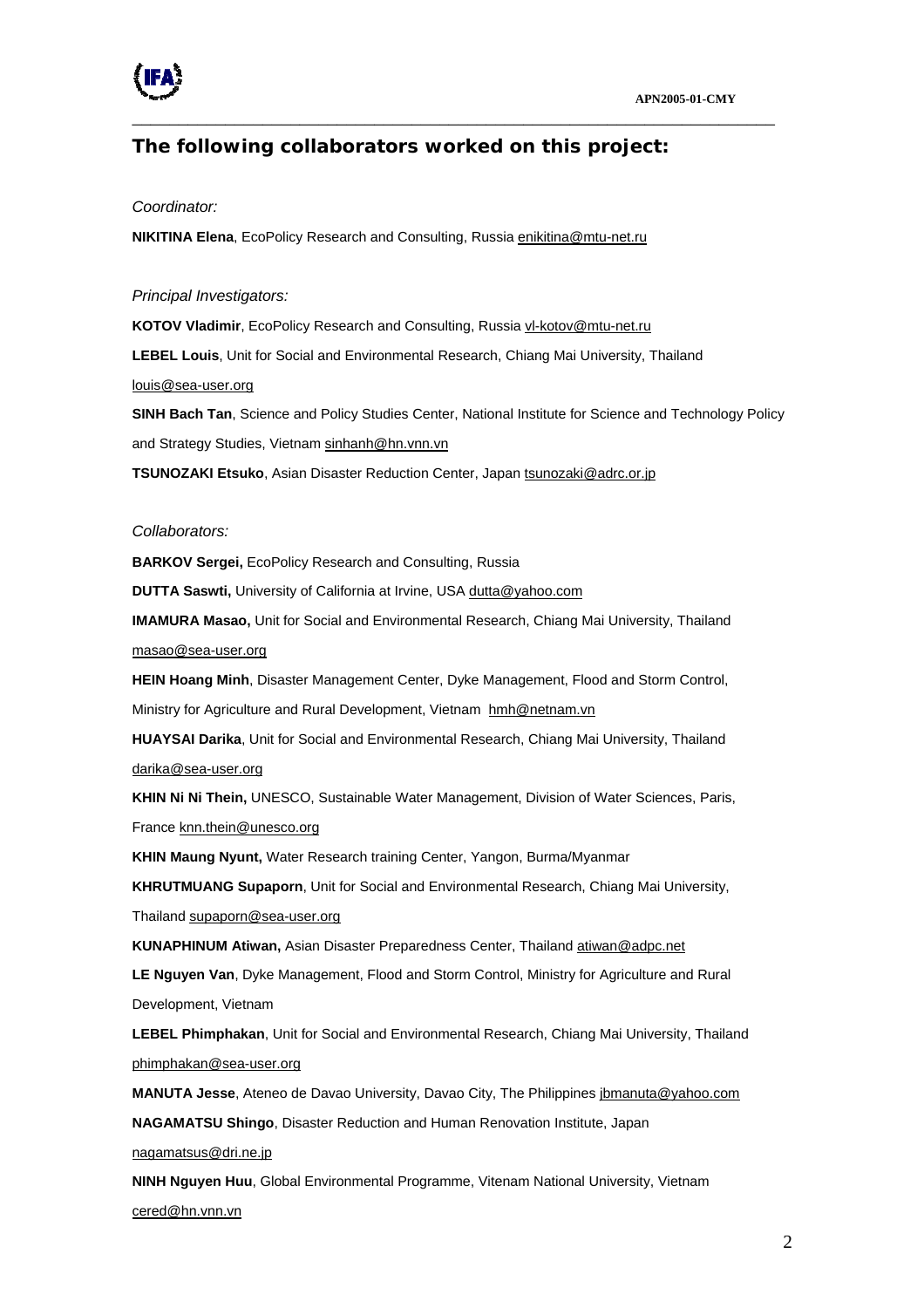## The following collaborators worked on this project:

*Coordinator:*

**NIKITINA Elena**, EcoPolicy Research and Consulting, Russia enikitina@mtu-net.ru

*Principal Investigators:*

**KOTOV Vladimir**, EcoPolicy Research and Consulting, Russia vl-kotov@mtu-net.ru

**LEBEL Louis**, Unit for Social and Environmental Research, Chiang Mai University, Thailand louis@sea-user.org

**SINH Bach Tan**, Science and Policy Studies Center, National Institute for Science and Technology Policy and Strategy Studies, Vietnam sinhanh@hn.vnn.vn

**TSUNOZAKI Etsuko**, Asian Disaster Reduction Center, Japan tsunozaki@adrc.or.jp

*Collaborators:*

**BARKOV Sergei,** EcoPolicy Research and Consulting, Russia

**DUTTA Saswti,** University of California at Irvine, USA dutta@yahoo.com

**IMAMURA Masao,** Unit for Social and Environmental Research, Chiang Mai University, Thailand masao@sea-user.org

**HEIN Hoang Minh**, Disaster Management Center, Dyke Management, Flood and Storm Control, Ministry for Agriculture and Rural Development, Vietnam hmh@netnam.vn

**HUAYSAI Darika**, Unit for Social and Environmental Research, Chiang Mai University, Thailand darika@sea-user.org

**KHIN Ni Ni Thein,** UNESCO, Sustainable Water Management, Division of Water Sciences, Paris, France knn.thein@unesco.org

**KHIN Maung Nyunt,** Water Research training Center, Yangon, Burma/Myanmar

**KHRUTMUANG Supaporn**, Unit for Social and Environmental Research, Chiang Mai University, Thailand supaporn@sea-user.org

**KUNAPHINUM Atiwan,** Asian Disaster Preparedness Center, Thailand atiwan@adpc.net

**LE Nguyen Van**, Dyke Management, Flood and Storm Control, Ministry for Agriculture and Rural Development, Vietnam

**LEBEL Phimphakan**, Unit for Social and Environmental Research, Chiang Mai University, Thailand phimphakan@sea-user.org

**MANUTA Jesse**, Ateneo de Davao University, Davao City, The Philippines jbmanuta@yahoo.com

**NAGAMATSU Shingo**, Disaster Reduction and Human Renovation Institute, Japan nagamatsus@dri.ne.jp

**NINH Nguyen Huu**, Global Environmental Programme, Vitenam National University, Vietnam cered@hn.vnn.vn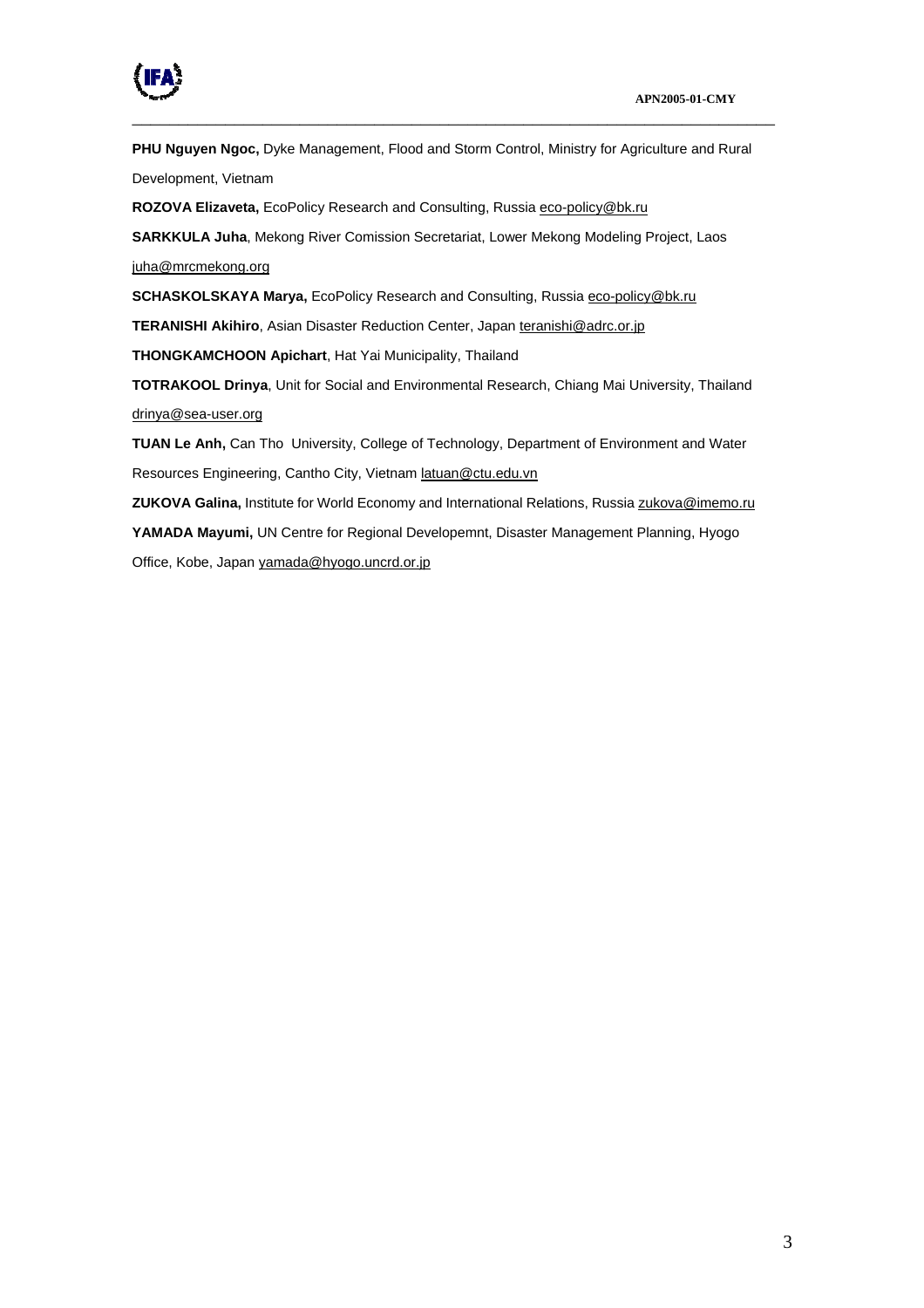**PHU Nguyen Ngoc,** Dyke Management, Flood and Storm Control, Ministry for Agriculture and Rural Development, Vietnam

**ROZOVA Elizaveta,** EcoPolicy Research and Consulting, Russia eco-policy@bk.ru

**SARKKULA Juha**, Mekong River Comission Secretariat, Lower Mekong Modeling Project, Laos juha@mrcmekong.org

**SCHASKOLSKAYA Marya,** EcoPolicy Research and Consulting, Russia eco-policy@bk.ru

**TERANISHI Akihiro**, Asian Disaster Reduction Center, Japan teranishi@adrc.or.jp

**THONGKAMCHOON Apichart**, Hat Yai Municipality, Thailand

**TOTRAKOOL Drinya**, Unit for Social and Environmental Research, Chiang Mai University, Thailand drinya@sea-user.org

**TUAN Le Anh,** Can Tho University, College of Technology, Department of Environment and Water Resources Engineering, Cantho City, Vietnam latuan@ctu.edu.vn

**ZUKOVA Galina,** Institute for World Economy and International Relations, Russia zukova@imemo.ru

**YAMADA Mayumi,** UN Centre for Regional Developemnt, Disaster Management Planning, Hyogo Office, Kobe, Japan yamada@hyogo.uncrd.or.jp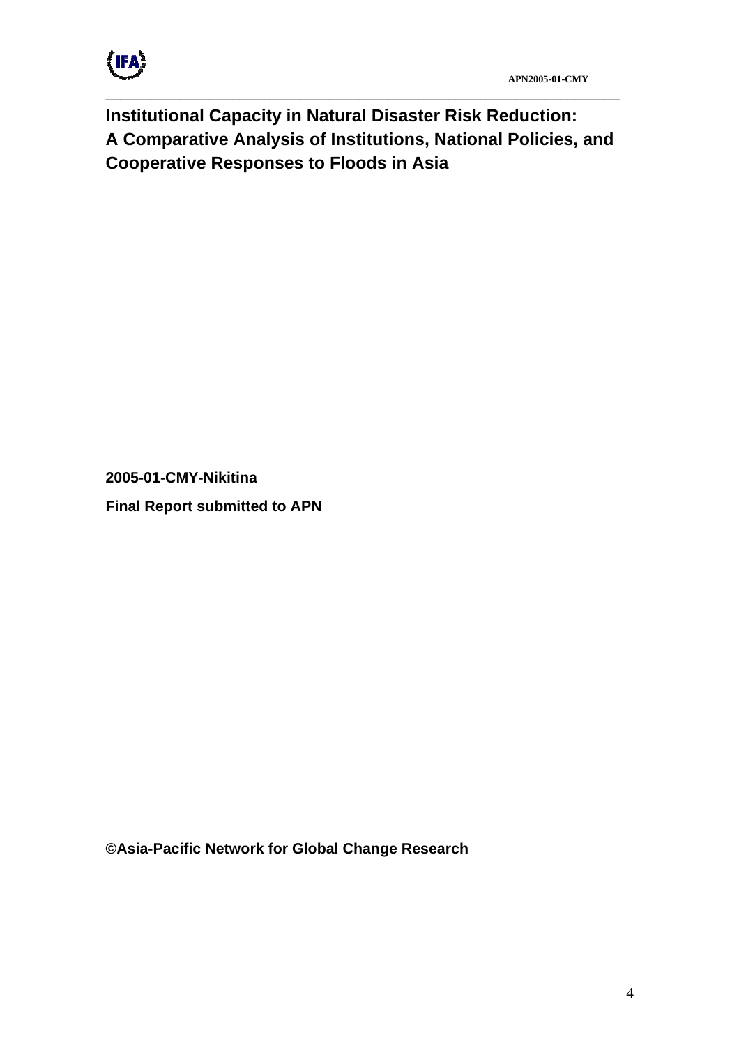# Institutional Capacity in Natural Disaster Risk Reduction: A Comparative Analysis of Institutions, National Policies, and Cooperative Responses to Floods in Asia

**2005-01-CMY-Nikitina**

**Final Report submitted to APN**

**©Asia-Pacific Network for Global Change Research**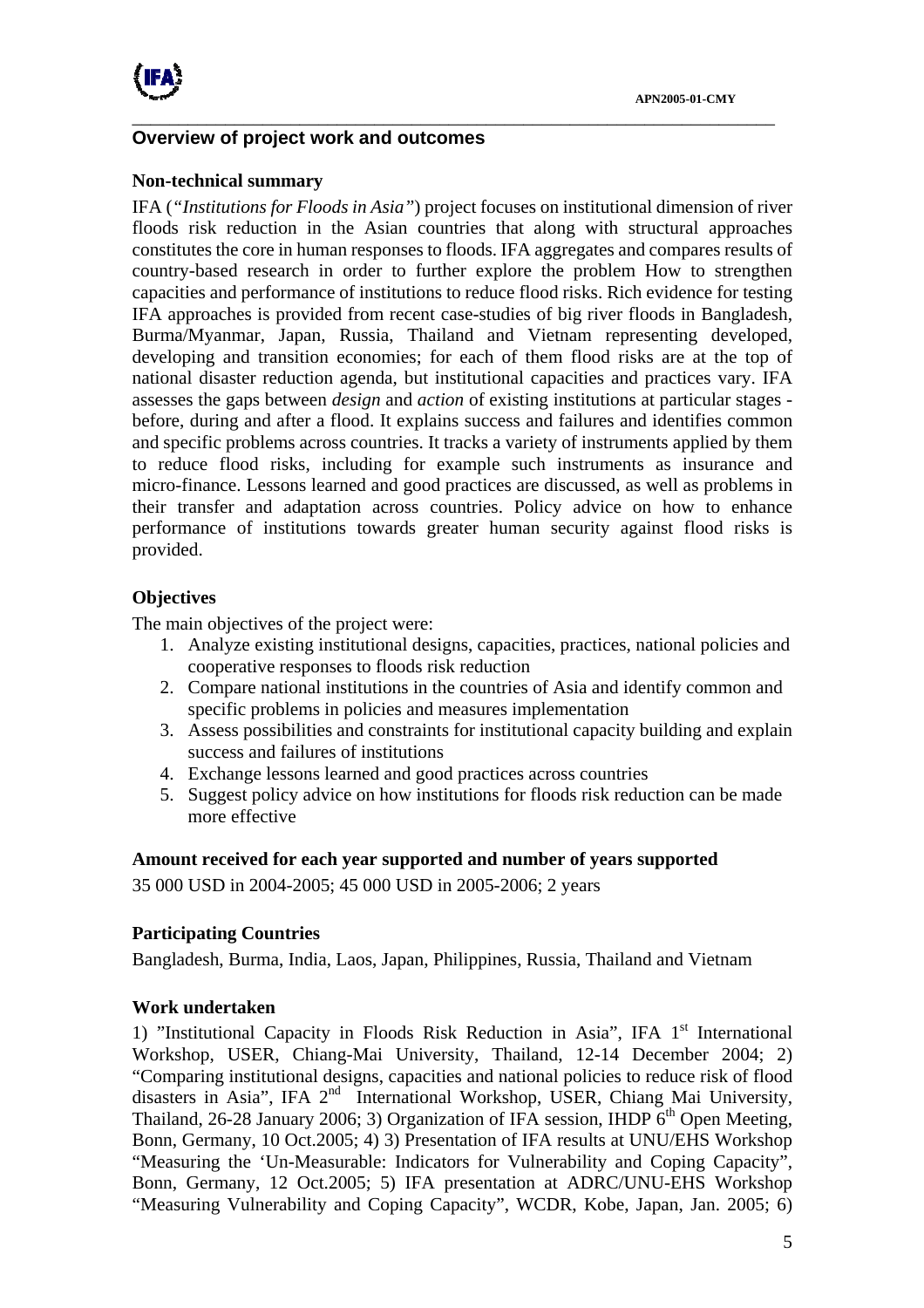## Overview of project work and outcomes

### Non-technical summary

IFA (*"Institutions for Floods in Asia"*) project focuses on institutional dimension of river floods risk reduction in the Asian countries that along with structural approaches constitutes the core in human responses to floods. IFA aggregates and compares results of country-based research in order to further explore the problem How to strengthen capacities and performance of institutions to reduce flood risks. Rich evidence for testing IFA approaches is provided from recent case-studies of big river floods in Bangladesh, Burma/Myanmar, Japan, Russia, Thailand and Vietnam representing developed, developing and transition economies; for each of them flood risks are at the top of national disaster reduction agenda, but institutional capacities and practices vary. IFA assesses the gaps between *design* and *action* of existing institutions at particular stages - before, during and after a flood. It explains success and failures and identifies common and specific problems across countries. It tracks a variety of instruments applied by them to reduce flood risks, including for example such instruments as insurance and micro-finance. Lessons learned and good practices are discussed, as well as problems in their transfer and adaptation across countries. Policy advice on how to enhance performance of institutions towards greater human security against flood risks is provided.

### Objectives

The main objectives of the project were:

1. Analyze existing institutional designs, capacities, practices, national policies and cooperative responses to floods risk reduction
2. Compare national institutions in the countries of Asia and identify common and specific problems in policies and measures implementation
3. Assess possibilities and constraints for institutional capacity building and explain success and failures of institutions
4. Exchange lessons learned and good practices across countries
5. Suggest policy advice on how institutions for floods risk reduction can be made more effective

### Amount received for each year supported and number of years supported

35 000 USD in 2004-2005; 45 000 USD in 2005-2006; 2 years

### Participating Countries

Bangladesh, Burma, India, Laos, Japan, Philippines, Russia, Thailand and Vietnam

### Work undertaken

1) "Institutional Capacity in Floods Risk Reduction in Asia", IFA 1st International Workshop, USER, Chiang-Mai University, Thailand, 12-14 December 2004; 2) "Comparing institutional designs, capacities and national policies to reduce risk of flood disasters in Asia", IFA 2nd International Workshop, USER, Chiang Mai University, Thailand, 26-28 January 2006; 3) Organization of IFA session, IHDP 6th Open Meeting, Bonn, Germany, 10 Oct.2005; 4) 3) Presentation of IFA results at UNU/EHS Workshop "Measuring the 'Un-Measurable: Indicators for Vulnerability and Coping Capacity", Bonn, Germany, 12 Oct.2005; 5) IFA presentation at ADRC/UNU-EHS Workshop "Measuring Vulnerability and Coping Capacity", WCDR, Kobe, Japan, Jan. 2005; 6)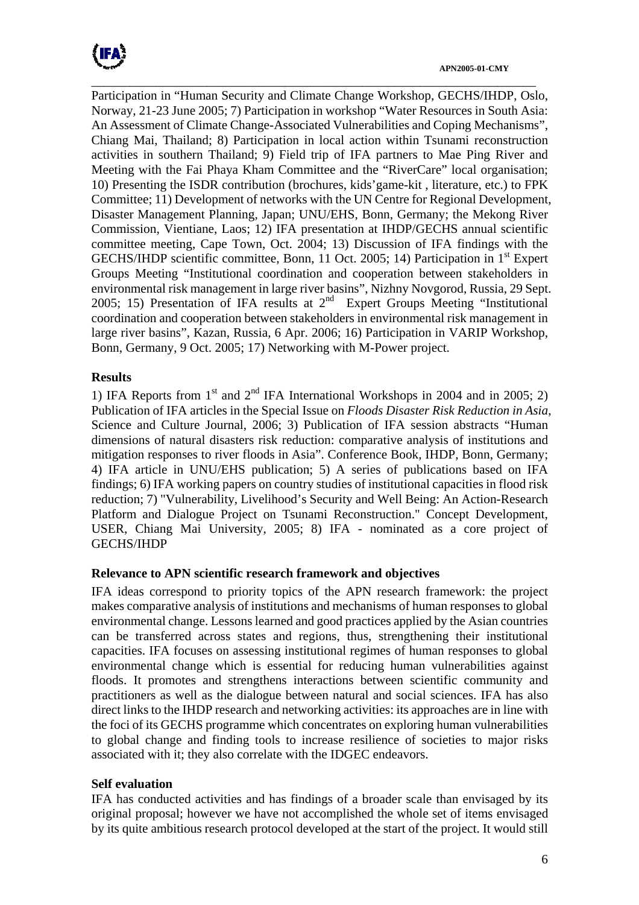Participation in "Human Security and Climate Change Workshop, GECHS/IHDP, Oslo, Norway, 21-23 June 2005; 7) Participation in workshop "Water Resources in South Asia: An Assessment of Climate Change-Associated Vulnerabilities and Coping Mechanisms", Chiang Mai, Thailand; 8) Participation in local action within Tsunami reconstruction activities in southern Thailand; 9) Field trip of IFA partners to Mae Ping River and Meeting with the Fai Phaya Kham Committee and the "RiverCare" local organisation; 10) Presenting the ISDR contribution (brochures, kids'game-kit , literature, etc.) to FPK Committee; 11) Development of networks with the UN Centre for Regional Development, Disaster Management Planning, Japan; UNU/EHS, Bonn, Germany; the Mekong River Commission, Vientiane, Laos; 12) IFA presentation at IHDP/GECHS annual scientific committee meeting, Cape Town, Oct. 2004; 13) Discussion of IFA findings with the GECHS/IHDP scientific committee, Bonn, 11 Oct. 2005; 14) Participation in 1st Expert Groups Meeting "Institutional coordination and cooperation between stakeholders in environmental risk management in large river basins", Nizhny Novgorod, Russia, 29 Sept. 2005; 15) Presentation of IFA results at 2nd Expert Groups Meeting "Institutional coordination and cooperation between stakeholders in environmental risk management in large river basins", Kazan, Russia, 6 Apr. 2006; 16) Participation in VARIP Workshop, Bonn, Germany, 9 Oct. 2005; 17) Networking with M-Power project.

**Results**

1) IFA Reports from 1st and 2nd IFA International Workshops in 2004 and in 2005; 2) Publication of IFA articles in the Special Issue on *Floods Disaster Risk Reduction in Asia*, Science and Culture Journal, 2006; 3) Publication of IFA session abstracts "Human dimensions of natural disasters risk reduction: comparative analysis of institutions and mitigation responses to river floods in Asia". Conference Book, IHDP, Bonn, Germany; 4) IFA article in UNU/EHS publication; 5) A series of publications based on IFA findings; 6) IFA working papers on country studies of institutional capacities in flood risk reduction; 7) "Vulnerability, Livelihood's Security and Well Being: An Action-Research Platform and Dialogue Project on Tsunami Reconstruction." Concept Development, USER, Chiang Mai University, 2005; 8) IFA - nominated as a core project of GECHS/IHDP

**Relevance to APN scientific research framework and objectives**

IFA ideas correspond to priority topics of the APN research framework: the project makes comparative analysis of institutions and mechanisms of human responses to global environmental change. Lessons learned and good practices applied by the Asian countries can be transferred across states and regions, thus, strengthening their institutional capacities. IFA focuses on assessing institutional regimes of human responses to global environmental change which is essential for reducing human vulnerabilities against floods. It promotes and strengthens interactions between scientific community and practitioners as well as the dialogue between natural and social sciences. IFA has also direct links to the IHDP research and networking activities: its approaches are in line with the foci of its GECHS programme which concentrates on exploring human vulnerabilities to global change and finding tools to increase resilience of societies to major risks associated with it; they also correlate with the IDGEC endeavors.

**Self evaluation**

IFA has conducted activities and has findings of a broader scale than envisaged by its original proposal; however we have not accomplished the whole set of items envisaged by its quite ambitious research protocol developed at the start of the project. It would still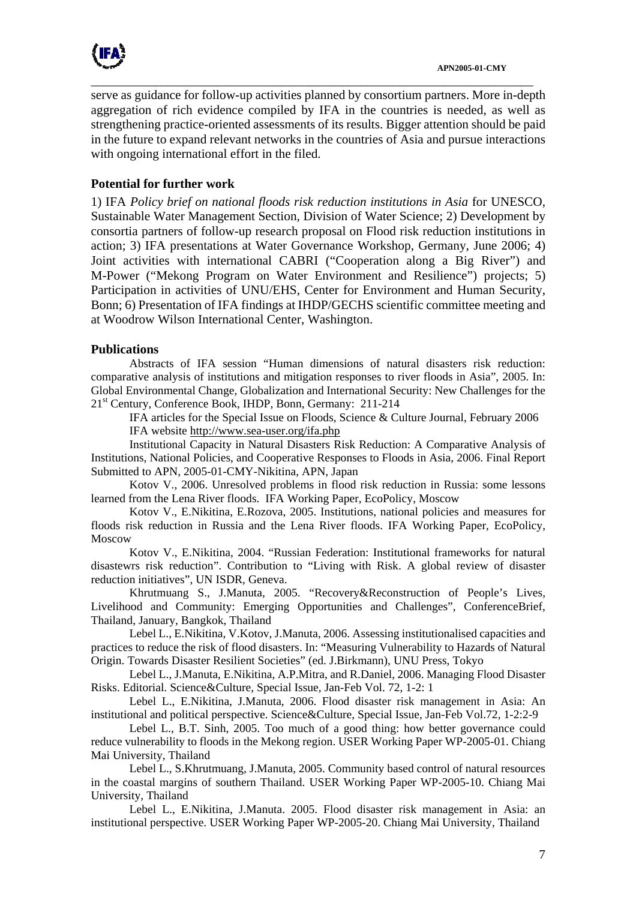serve as guidance for follow-up activities planned by consortium partners. More in-depth aggregation of rich evidence compiled by IFA in the countries is needed, as well as strengthening practice-oriented assessments of its results. Bigger attention should be paid in the future to expand relevant networks in the countries of Asia and pursue interactions with ongoing international effort in the filed.

## Potential for further work

1) IFA *Policy brief on national floods risk reduction institutions in Asia* for UNESCO, Sustainable Water Management Section, Division of Water Science; 2) Development by consortia partners of follow-up research proposal on Flood risk reduction institutions in action; 3) IFA presentations at Water Governance Workshop, Germany, June 2006; 4) Joint activities with international CABRI ("Cooperation along a Big River") and M-Power ("Mekong Program on Water Environment and Resilience") projects; 5) Participation in activities of UNU/EHS, Center for Environment and Human Security, Bonn; 6) Presentation of IFA findings at IHDP/GECHS scientific committee meeting and at Woodrow Wilson International Center, Washington.

## Publications

Abstracts of IFA session "Human dimensions of natural disasters risk reduction: comparative analysis of institutions and mitigation responses to river floods in Asia", 2005. In: Global Environmental Change, Globalization and International Security: New Challenges for the 21st Century, Conference Book, IHDP, Bonn, Germany: 211-214

IFA articles for the Special Issue on Floods, Science & Culture Journal, February 2006

IFA website http://www.sea-user.org/ifa.php

Institutional Capacity in Natural Disasters Risk Reduction: A Comparative Analysis of Institutions, National Policies, and Cooperative Responses to Floods in Asia, 2006. Final Report Submitted to APN, 2005-01-CMY-Nikitina, APN, Japan

Kotov V., 2006. Unresolved problems in flood risk reduction in Russia: some lessons learned from the Lena River floods. IFA Working Paper, EcoPolicy, Moscow

Kotov V., E.Nikitina, E.Rozova, 2005. Institutions, national policies and measures for floods risk reduction in Russia and the Lena River floods. IFA Working Paper, EcoPolicy, Moscow

Kotov V., E.Nikitina, 2004. "Russian Federation: Institutional frameworks for natural disastewrs risk reduction". Contribution to "Living with Risk. A global review of disaster reduction initiatives", UN ISDR, Geneva.

Khrutmuang S., J.Manuta, 2005. "Recovery&Reconstruction of People's Lives, Livelihood and Community: Emerging Opportunities and Challenges", ConferenceBrief, Thailand, January, Bangkok, Thailand

Lebel L., E.Nikitina, V.Kotov, J.Manuta, 2006. Assessing institutionalised capacities and practices to reduce the risk of flood disasters. In: "Measuring Vulnerability to Hazards of Natural Origin. Towards Disaster Resilient Societies" (ed. J.Birkmann), UNU Press, Tokyo

Lebel L., J.Manuta, E.Nikitina, A.P.Mitra, and R.Daniel, 2006. Managing Flood Disaster Risks. Editorial. Science&Culture, Special Issue, Jan-Feb Vol. 72, 1-2: 1

Lebel L., E.Nikitina, J.Manuta, 2006. Flood disaster risk management in Asia: An institutional and political perspective. Science&Culture, Special Issue, Jan-Feb Vol.72, 1-2:2-9

Lebel L., B.T. Sinh, 2005. Too much of a good thing: how better governance could reduce vulnerability to floods in the Mekong region. USER Working Paper WP-2005-01. Chiang Mai University, Thailand

Lebel L., S.Khrutmuang, J.Manuta, 2005. Community based control of natural resources in the coastal margins of southern Thailand. USER Working Paper WP-2005-10. Chiang Mai University, Thailand

Lebel L., E.Nikitina, J.Manuta. 2005. Flood disaster risk management in Asia: an institutional perspective. USER Working Paper WP-2005-20. Chiang Mai University, Thailand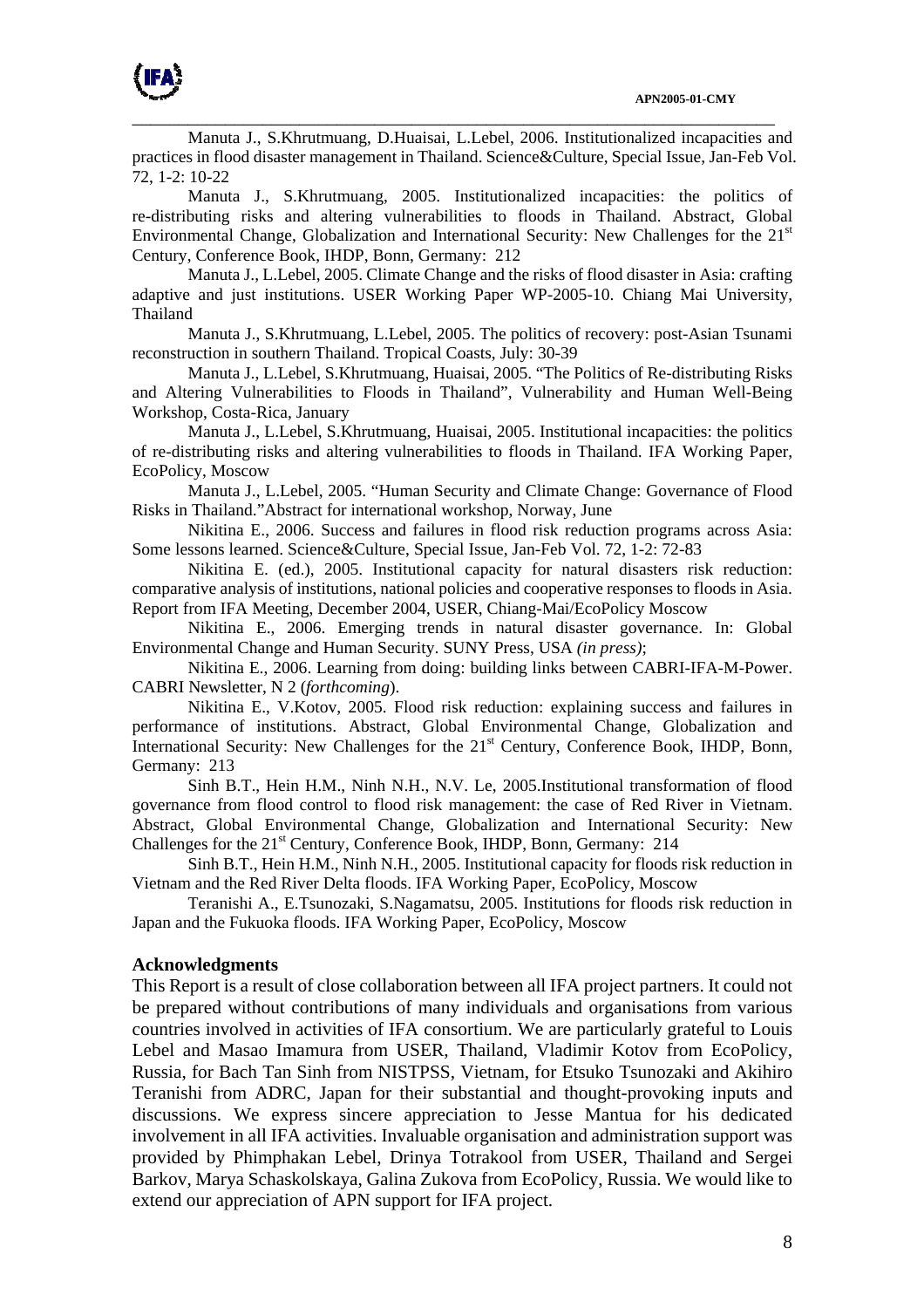Manuta J., S.Khrutmuang, D.Huaisai, L.Lebel, 2006. Institutionalized incapacities and practices in flood disaster management in Thailand. Science&Culture, Special Issue, Jan-Feb Vol. 72, 1-2: 10-22

Manuta J., S.Khrutmuang, 2005. Institutionalized incapacities: the politics of re-distributing risks and altering vulnerabilities to floods in Thailand. Abstract, Global Environmental Change, Globalization and International Security: New Challenges for the 21st Century, Conference Book, IHDP, Bonn, Germany: 212

Manuta J., L.Lebel, 2005. Climate Change and the risks of flood disaster in Asia: crafting adaptive and just institutions. USER Working Paper WP-2005-10. Chiang Mai University, Thailand

Manuta J., S.Khrutmuang, L.Lebel, 2005. The politics of recovery: post-Asian Tsunami reconstruction in southern Thailand. Tropical Coasts, July: 30-39

Manuta J., L.Lebel, S.Khrutmuang, Huaisai, 2005. "The Politics of Re-distributing Risks and Altering Vulnerabilities to Floods in Thailand", Vulnerability and Human Well-Being Workshop, Costa-Rica, January

Manuta J., L.Lebel, S.Khrutmuang, Huaisai, 2005. Institutional incapacities: the politics of re-distributing risks and altering vulnerabilities to floods in Thailand. IFA Working Paper, EcoPolicy, Moscow

Manuta J., L.Lebel, 2005. "Human Security and Climate Change: Governance of Flood Risks in Thailand."Abstract for international workshop, Norway, June

Nikitina E., 2006. Success and failures in flood risk reduction programs across Asia: Some lessons learned. Science&Culture, Special Issue, Jan-Feb Vol. 72, 1-2: 72-83

Nikitina E. (ed.), 2005. Institutional capacity for natural disasters risk reduction: comparative analysis of institutions, national policies and cooperative responses to floods in Asia. Report from IFA Meeting, December 2004, USER, Chiang-Mai/EcoPolicy Moscow

Nikitina E., 2006. Emerging trends in natural disaster governance. In: Global Environmental Change and Human Security. SUNY Press, USA *(in press)*;

Nikitina E., 2006. Learning from doing: building links between CABRI-IFA-M-Power. CABRI Newsletter, N 2 (*forthcoming*).

Nikitina E., V.Kotov, 2005. Flood risk reduction: explaining success and failures in performance of institutions. Abstract, Global Environmental Change, Globalization and International Security: New Challenges for the 21st Century, Conference Book, IHDP, Bonn, Germany: 213

Sinh B.T., Hein H.M., Ninh N.H., N.V. Le, 2005.Institutional transformation of flood governance from flood control to flood risk management: the case of Red River in Vietnam. Abstract, Global Environmental Change, Globalization and International Security: New Challenges for the 21st Century, Conference Book, IHDP, Bonn, Germany: 214

Sinh B.T., Hein H.M., Ninh N.H., 2005. Institutional capacity for floods risk reduction in Vietnam and the Red River Delta floods. IFA Working Paper, EcoPolicy, Moscow

Teranishi A., E.Tsunozaki, S.Nagamatsu, 2005. Institutions for floods risk reduction in Japan and the Fukuoka floods. IFA Working Paper, EcoPolicy, Moscow

### Acknowledgments

This Report is a result of close collaboration between all IFA project partners. It could not be prepared without contributions of many individuals and organisations from various countries involved in activities of IFA consortium. We are particularly grateful to Louis Lebel and Masao Imamura from USER, Thailand, Vladimir Kotov from EcoPolicy, Russia, for Bach Tan Sinh from NISTPSS, Vietnam, for Etsuko Tsunozaki and Akihiro Teranishi from ADRC, Japan for their substantial and thought-provoking inputs and discussions. We express sincere appreciation to Jesse Mantua for his dedicated involvement in all IFA activities. Invaluable organisation and administration support was provided by Phimphakan Lebel, Drinya Totrakool from USER, Thailand and Sergei Barkov, Marya Schaskolskaya, Galina Zukova from EcoPolicy, Russia. We would like to extend our appreciation of APN support for IFA project.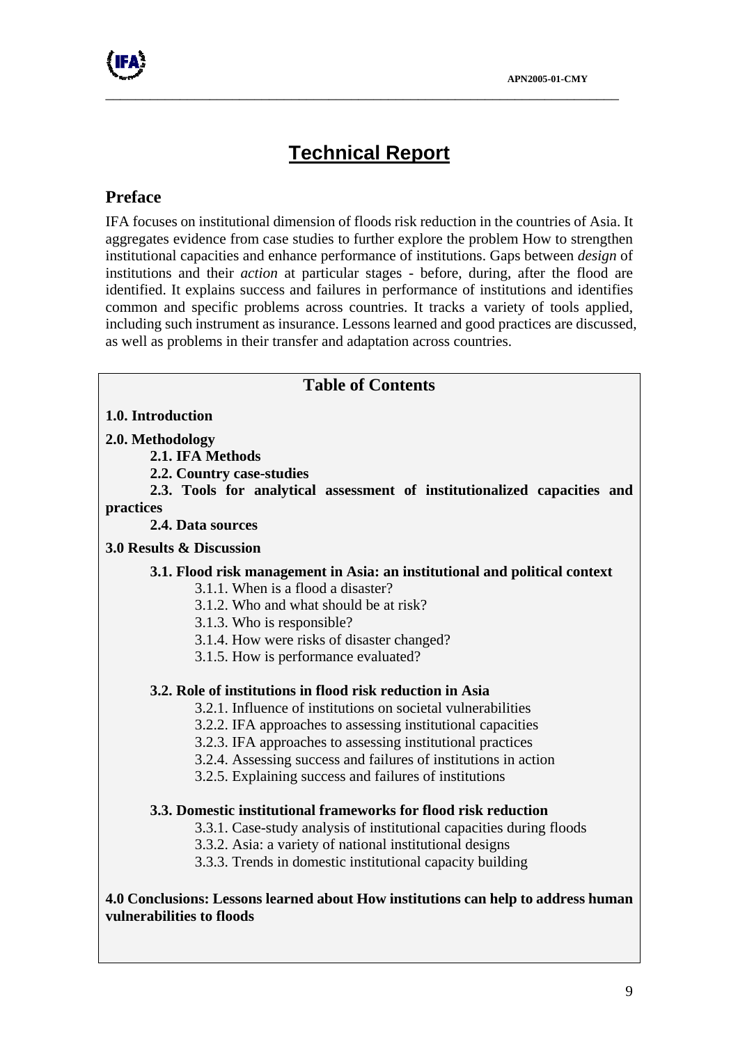# Technical Report

## Preface

IFA focuses on institutional dimension of floods risk reduction in the countries of Asia. It aggregates evidence from case studies to further explore the problem How to strengthen institutional capacities and enhance performance of institutions. Gaps between *design* of institutions and their *action* at particular stages - before, during, after the flood are identified. It explains success and failures in performance of institutions and identifies common and specific problems across countries. It tracks a variety of tools applied, including such instrument as insurance. Lessons learned and good practices are discussed, as well as problems in their transfer and adaptation across countries.

### Table of Contents

**1.0. Introduction**

**2.0. Methodology**

- **2.1. IFA Methods**
- **2.2. Country case-studies**
- **2.3. Tools for analytical assessment of institutionalized capacities and practices**
- **2.4. Data sources**

**3.0 Results & Discussion**

- **3.1. Flood risk management in Asia: an institutional and political context**
  - 3.1.1. When is a flood a disaster?
  - 3.1.2. Who and what should be at risk?
  - 3.1.3. Who is responsible?
  - 3.1.4. How were risks of disaster changed?
  - 3.1.5. How is performance evaluated?
- **3.2. Role of institutions in flood risk reduction in Asia**
  - 3.2.1. Influence of institutions on societal vulnerabilities
  - 3.2.2. IFA approaches to assessing institutional capacities
  - 3.2.3. IFA approaches to assessing institutional practices
  - 3.2.4. Assessing success and failures of institutions in action
  - 3.2.5. Explaining success and failures of institutions
- **3.3. Domestic institutional frameworks for flood risk reduction**
  - 3.3.1. Case-study analysis of institutional capacities during floods
  - 3.3.2. Asia: a variety of national institutional designs
  - 3.3.3. Trends in domestic institutional capacity building

**4.0 Conclusions: Lessons learned about How institutions can help to address human vulnerabilities to floods**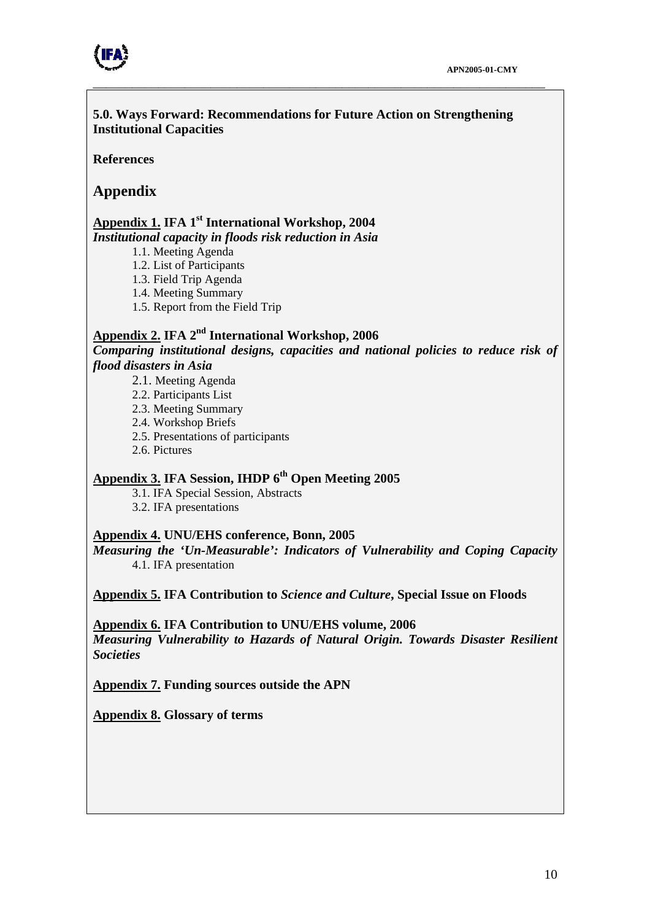**5.0. Ways Forward: Recommendations for Future Action on Strengthening Institutional Capacities**

**References**

## Appendix

**Appendix 1. IFA 1st International Workshop, 2004**
***Institutional capacity in floods risk reduction in Asia***

- 1.1. Meeting Agenda
- 1.2. List of Participants
- 1.3. Field Trip Agenda
- 1.4. Meeting Summary
- 1.5. Report from the Field Trip

**Appendix 2. IFA 2nd International Workshop, 2006**
***Comparing institutional designs, capacities and national policies to reduce risk of flood disasters in Asia***

- 2.1. Meeting Agenda
- 2.2. Participants List
- 2.3. Meeting Summary
- 2.4. Workshop Briefs
- 2.5. Presentations of participants
- 2.6. Pictures

**Appendix 3. IFA Session, IHDP 6th Open Meeting 2005**

- 3.1. IFA Special Session, Abstracts
- 3.2. IFA presentations

**Appendix 4. UNU/EHS conference, Bonn, 2005**
***Measuring the 'Un-Measurable': Indicators of Vulnerability and Coping Capacity***

- 4.1. IFA presentation

**Appendix 5. IFA Contribution to *Science and Culture*, Special Issue on Floods**

**Appendix 6. IFA Contribution to UNU/EHS volume, 2006**
***Measuring Vulnerability to Hazards of Natural Origin. Towards Disaster Resilient Societies***

**Appendix 7. Funding sources outside the APN**

**Appendix 8. Glossary of terms**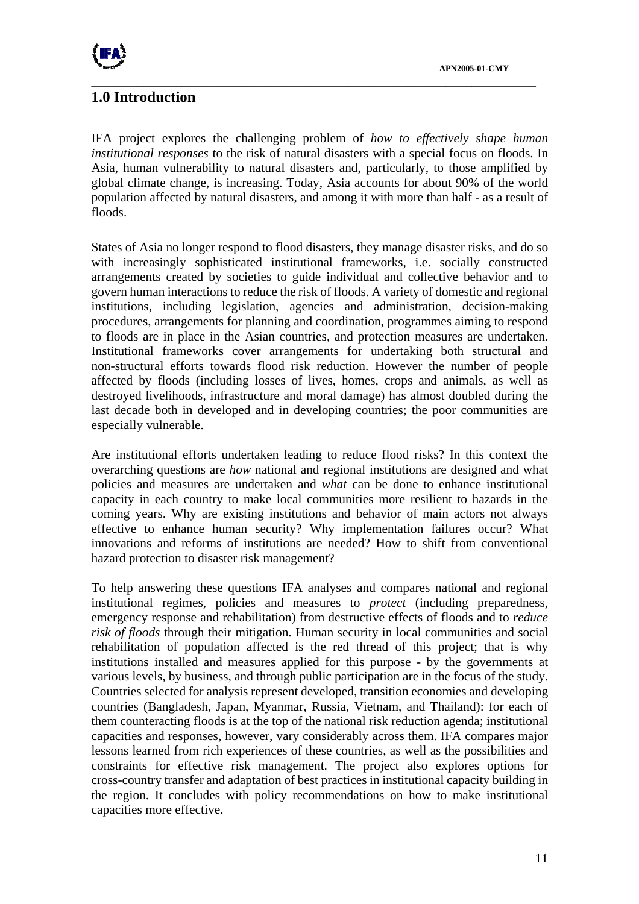# 1.0 Introduction

IFA project explores the challenging problem of *how to effectively shape human institutional responses* to the risk of natural disasters with a special focus on floods. In Asia, human vulnerability to natural disasters and, particularly, to those amplified by global climate change, is increasing. Today, Asia accounts for about 90% of the world population affected by natural disasters, and among it with more than half - as a result of floods.

States of Asia no longer respond to flood disasters, they manage disaster risks, and do so with increasingly sophisticated institutional frameworks, i.e. socially constructed arrangements created by societies to guide individual and collective behavior and to govern human interactions to reduce the risk of floods. A variety of domestic and regional institutions, including legislation, agencies and administration, decision-making procedures, arrangements for planning and coordination, programmes aiming to respond to floods are in place in the Asian countries, and protection measures are undertaken. Institutional frameworks cover arrangements for undertaking both structural and non-structural efforts towards flood risk reduction. However the number of people affected by floods (including losses of lives, homes, crops and animals, as well as destroyed livelihoods, infrastructure and moral damage) has almost doubled during the last decade both in developed and in developing countries; the poor communities are especially vulnerable.

Are institutional efforts undertaken leading to reduce flood risks? In this context the overarching questions are *how* national and regional institutions are designed and what policies and measures are undertaken and *what* can be done to enhance institutional capacity in each country to make local communities more resilient to hazards in the coming years. Why are existing institutions and behavior of main actors not always effective to enhance human security? Why implementation failures occur? What innovations and reforms of institutions are needed? How to shift from conventional hazard protection to disaster risk management?

To help answering these questions IFA analyses and compares national and regional institutional regimes, policies and measures to *protect* (including preparedness, emergency response and rehabilitation) from destructive effects of floods and to *reduce risk of floods* through their mitigation. Human security in local communities and social rehabilitation of population affected is the red thread of this project; that is why institutions installed and measures applied for this purpose - by the governments at various levels, by business, and through public participation are in the focus of the study. Countries selected for analysis represent developed, transition economies and developing countries (Bangladesh, Japan, Myanmar, Russia, Vietnam, and Thailand): for each of them counteracting floods is at the top of the national risk reduction agenda; institutional capacities and responses, however, vary considerably across them. IFA compares major lessons learned from rich experiences of these countries, as well as the possibilities and constraints for effective risk management. The project also explores options for cross-country transfer and adaptation of best practices in institutional capacity building in the region. It concludes with policy recommendations on how to make institutional capacities more effective.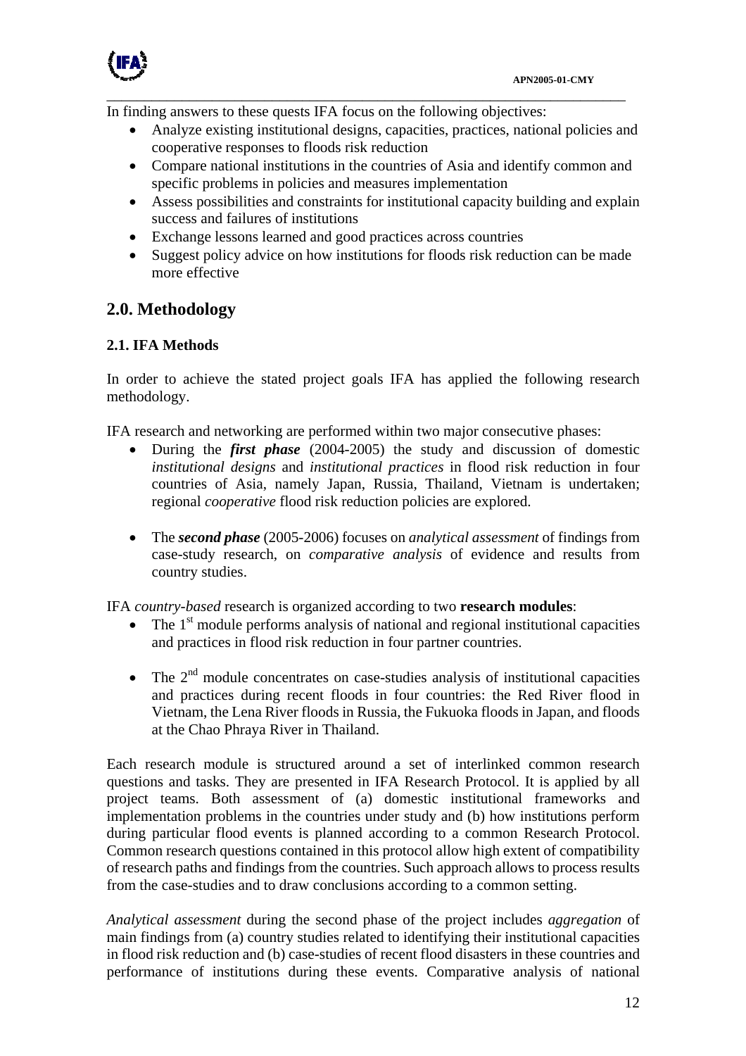In finding answers to these quests IFA focus on the following objectives:

- Analyze existing institutional designs, capacities, practices, national policies and cooperative responses to floods risk reduction
- Compare national institutions in the countries of Asia and identify common and specific problems in policies and measures implementation
- Assess possibilities and constraints for institutional capacity building and explain success and failures of institutions
- Exchange lessons learned and good practices across countries
- Suggest policy advice on how institutions for floods risk reduction can be made more effective

## 2.0. Methodology

### 2.1. IFA Methods

In order to achieve the stated project goals IFA has applied the following research methodology.

IFA research and networking are performed within two major consecutive phases:

- During the ***first phase*** (2004-2005) the study and discussion of domestic *institutional designs* and *institutional practices* in flood risk reduction in four countries of Asia, namely Japan, Russia, Thailand, Vietnam is undertaken; regional *cooperative* flood risk reduction policies are explored.

- The ***second phase*** (2005-2006) focuses on *analytical assessment* of findings from case-study research, on *comparative analysis* of evidence and results from country studies.

IFA *country-based* research is organized according to two **research modules**:

- The 1st module performs analysis of national and regional institutional capacities and practices in flood risk reduction in four partner countries.

- The 2nd module concentrates on case-studies analysis of institutional capacities and practices during recent floods in four countries: the Red River flood in Vietnam, the Lena River floods in Russia, the Fukuoka floods in Japan, and floods at the Chao Phraya River in Thailand.

Each research module is structured around a set of interlinked common research questions and tasks. They are presented in IFA Research Protocol. It is applied by all project teams. Both assessment of (a) domestic institutional frameworks and implementation problems in the countries under study and (b) how institutions perform during particular flood events is planned according to a common Research Protocol. Common research questions contained in this protocol allow high extent of compatibility of research paths and findings from the countries. Such approach allows to process results from the case-studies and to draw conclusions according to a common setting.

*Analytical assessment* during the second phase of the project includes *aggregation* of main findings from (a) country studies related to identifying their institutional capacities in flood risk reduction and (b) case-studies of recent flood disasters in these countries and performance of institutions during these events. Comparative analysis of national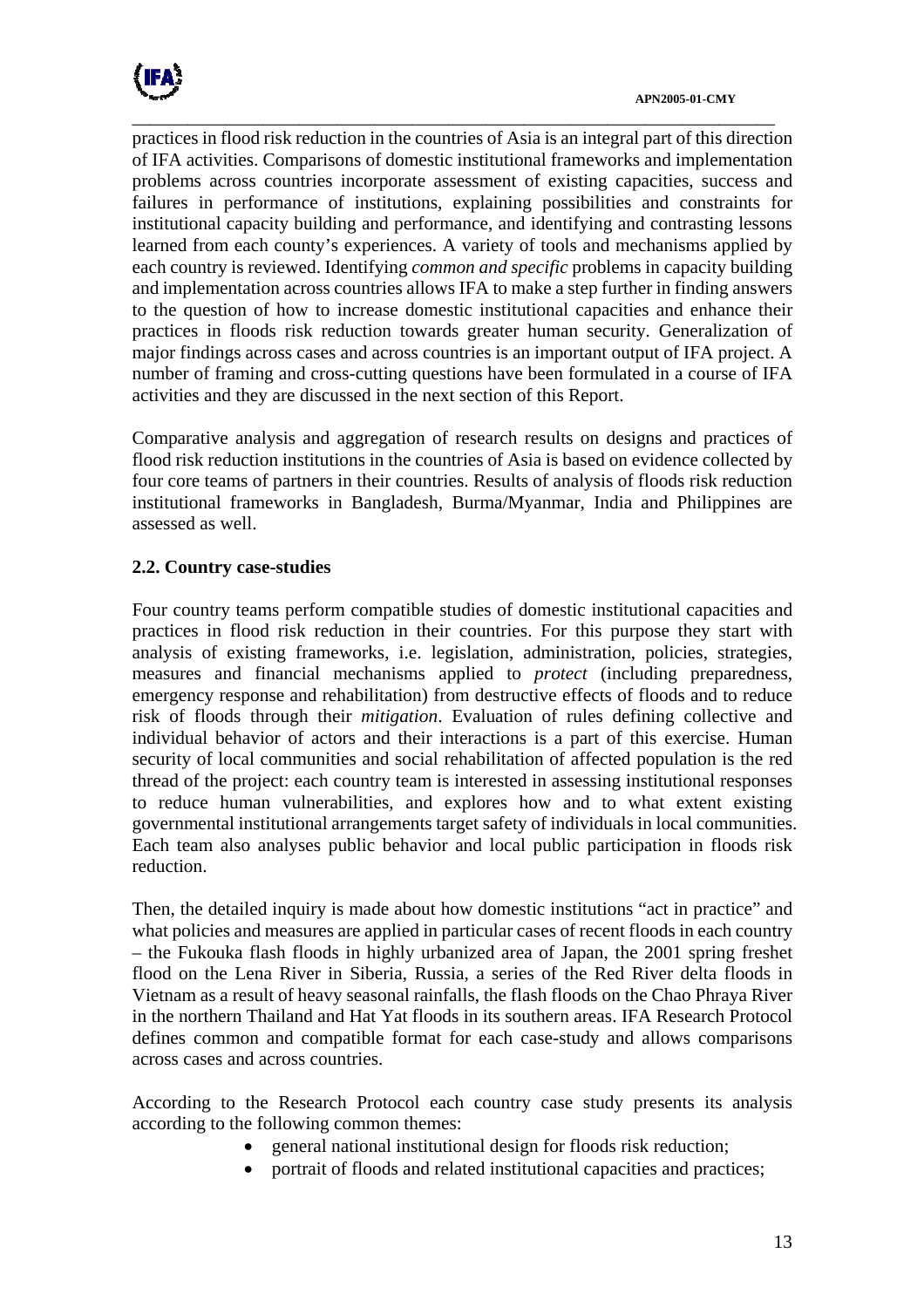practices in flood risk reduction in the countries of Asia is an integral part of this direction of IFA activities. Comparisons of domestic institutional frameworks and implementation problems across countries incorporate assessment of existing capacities, success and failures in performance of institutions, explaining possibilities and constraints for institutional capacity building and performance, and identifying and contrasting lessons learned from each county's experiences. A variety of tools and mechanisms applied by each country is reviewed. Identifying *common and specific* problems in capacity building and implementation across countries allows IFA to make a step further in finding answers to the question of how to increase domestic institutional capacities and enhance their practices in floods risk reduction towards greater human security. Generalization of major findings across cases and across countries is an important output of IFA project. A number of framing and cross-cutting questions have been formulated in a course of IFA activities and they are discussed in the next section of this Report.

Comparative analysis and aggregation of research results on designs and practices of flood risk reduction institutions in the countries of Asia is based on evidence collected by four core teams of partners in their countries. Results of analysis of floods risk reduction institutional frameworks in Bangladesh, Burma/Myanmar, India and Philippines are assessed as well.

### 2.2. Country case-studies

Four country teams perform compatible studies of domestic institutional capacities and practices in flood risk reduction in their countries. For this purpose they start with analysis of existing frameworks, i.e. legislation, administration, policies, strategies, measures and financial mechanisms applied to *protect* (including preparedness, emergency response and rehabilitation) from destructive effects of floods and to reduce risk of floods through their *mitigation*. Evaluation of rules defining collective and individual behavior of actors and their interactions is a part of this exercise. Human security of local communities and social rehabilitation of affected population is the red thread of the project: each country team is interested in assessing institutional responses to reduce human vulnerabilities, and explores how and to what extent existing governmental institutional arrangements target safety of individuals in local communities. Each team also analyses public behavior and local public participation in floods risk reduction.

Then, the detailed inquiry is made about how domestic institutions "act in practice" and what policies and measures are applied in particular cases of recent floods in each country – the Fukouka flash floods in highly urbanized area of Japan, the 2001 spring freshet flood on the Lena River in Siberia, Russia, a series of the Red River delta floods in Vietnam as a result of heavy seasonal rainfalls, the flash floods on the Chao Phraya River in the northern Thailand and Hat Yat floods in its southern areas. IFA Research Protocol defines common and compatible format for each case-study and allows comparisons across cases and across countries.

According to the Research Protocol each country case study presents its analysis according to the following common themes:

- general national institutional design for floods risk reduction;
- portrait of floods and related institutional capacities and practices;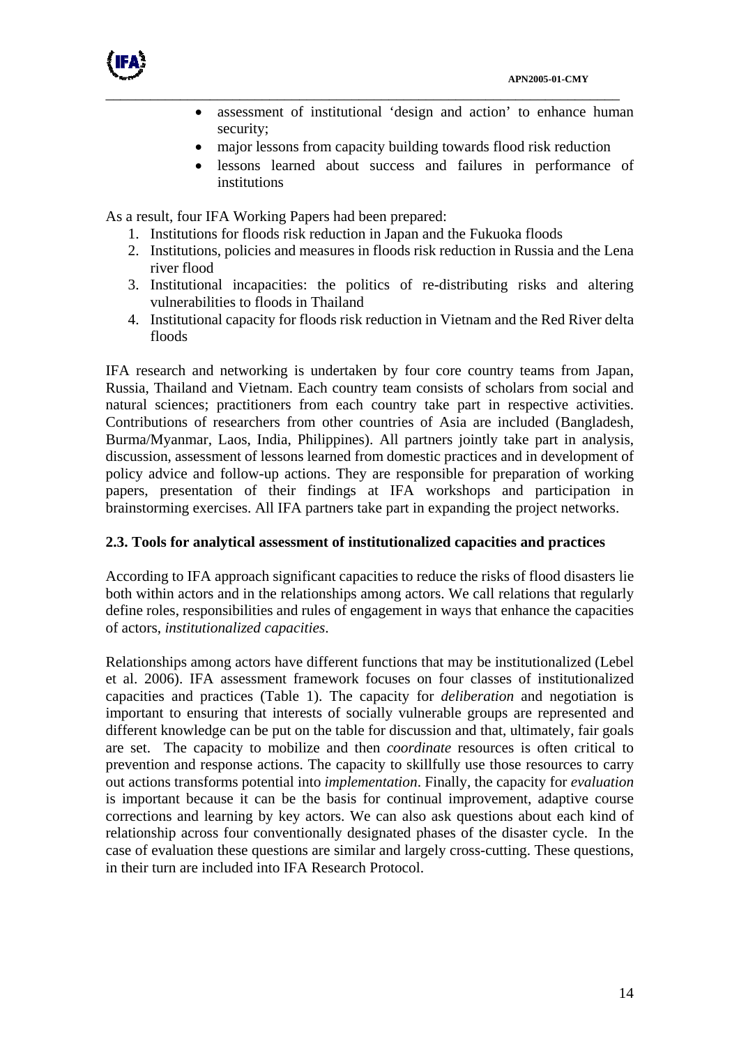- assessment of institutional 'design and action' to enhance human security;
- major lessons from capacity building towards flood risk reduction
- lessons learned about success and failures in performance of institutions

As a result, four IFA Working Papers had been prepared:

1. Institutions for floods risk reduction in Japan and the Fukuoka floods
2. Institutions, policies and measures in floods risk reduction in Russia and the Lena river flood
3. Institutional incapacities: the politics of re-distributing risks and altering vulnerabilities to floods in Thailand
4. Institutional capacity for floods risk reduction in Vietnam and the Red River delta floods

IFA research and networking is undertaken by four core country teams from Japan, Russia, Thailand and Vietnam. Each country team consists of scholars from social and natural sciences; practitioners from each country take part in respective activities. Contributions of researchers from other countries of Asia are included (Bangladesh, Burma/Myanmar, Laos, India, Philippines). All partners jointly take part in analysis, discussion, assessment of lessons learned from domestic practices and in development of policy advice and follow-up actions. They are responsible for preparation of working papers, presentation of their findings at IFA workshops and participation in brainstorming exercises. All IFA partners take part in expanding the project networks.

### 2.3. Tools for analytical assessment of institutionalized capacities and practices

According to IFA approach significant capacities to reduce the risks of flood disasters lie both within actors and in the relationships among actors. We call relations that regularly define roles, responsibilities and rules of engagement in ways that enhance the capacities of actors, *institutionalized capacities*.

Relationships among actors have different functions that may be institutionalized (Lebel et al. 2006). IFA assessment framework focuses on four classes of institutionalized capacities and practices (Table 1). The capacity for *deliberation* and negotiation is important to ensuring that interests of socially vulnerable groups are represented and different knowledge can be put on the table for discussion and that, ultimately, fair goals are set. The capacity to mobilize and then *coordinate* resources is often critical to prevention and response actions. The capacity to skillfully use those resources to carry out actions transforms potential into *implementation*. Finally, the capacity for *evaluation* is important because it can be the basis for continual improvement, adaptive course corrections and learning by key actors. We can also ask questions about each kind of relationship across four conventionally designated phases of the disaster cycle. In the case of evaluation these questions are similar and largely cross-cutting. These questions, in their turn are included into IFA Research Protocol.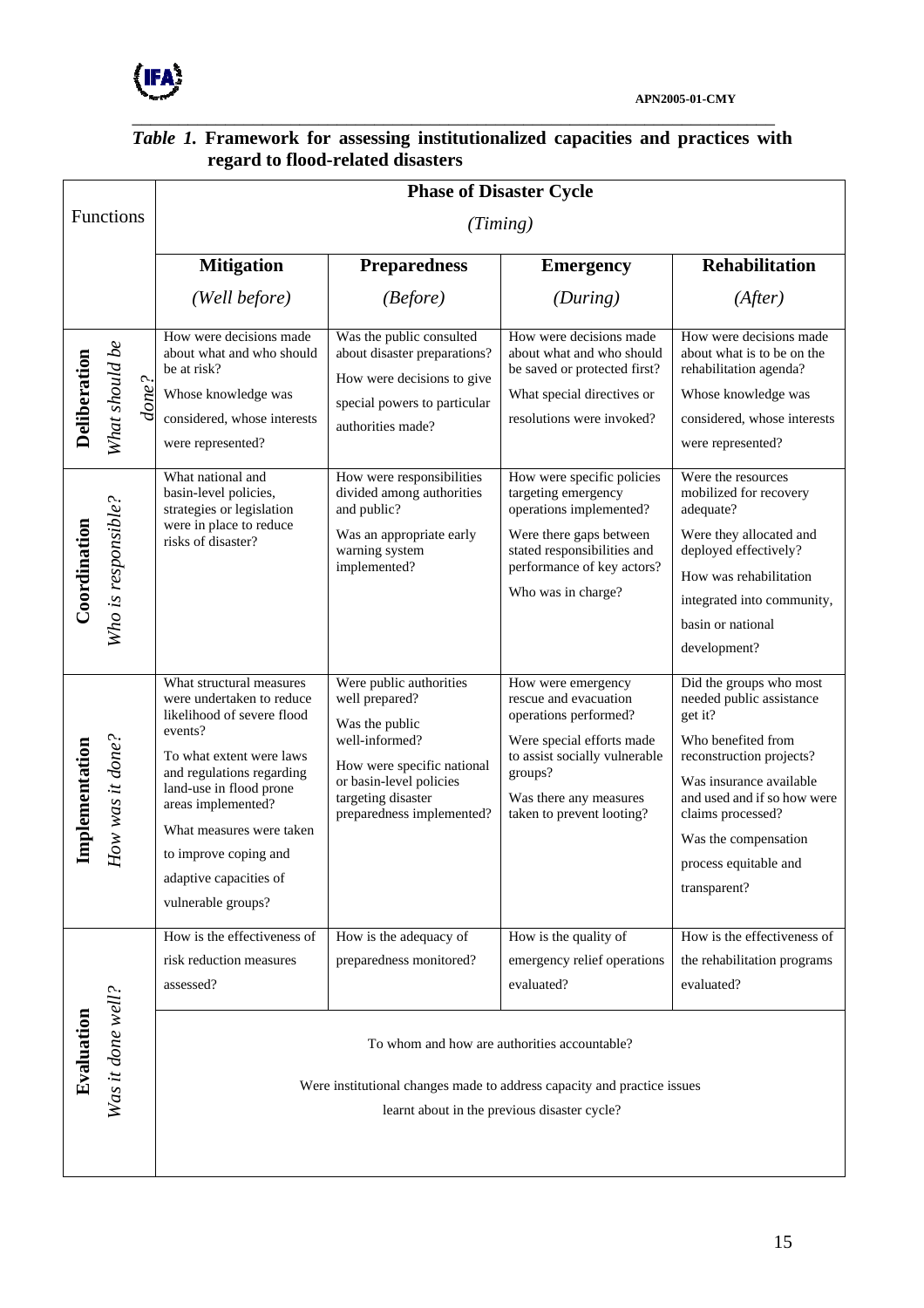*Table 1.* **Framework for assessing institutionalized capacities and practices with regard to flood-related disasters**

| Functions | Phase of Disaster Cycle (Timing) | | | |
|---|---|---|---|---|
| | **Mitigation** *(Well before)* | **Preparedness** *(Before)* | **Emergency** *(During)* | **Rehabilitation** *(After)* |
| **Deliberation** *What should be done?* | How were decisions made about what and who should be at risk? Whose knowledge was considered, whose interests were represented? | Was the public consulted about disaster preparations? How were decisions to give special powers to particular authorities made? | How were decisions made about what and who should be saved or protected first? What special directives or resolutions were invoked? | How were decisions made about what is to be on the rehabilitation agenda? Whose knowledge was considered, whose interests were represented? |
| **Coordination** *Who is responsible?* | What national and basin-level policies, strategies or legislation were in place to reduce risks of disaster? | How were responsibilities divided among authorities and public? Was an appropriate early warning system implemented? | How were specific policies targeting emergency operations implemented? Were there gaps between stated responsibilities and performance of key actors? Who was in charge? | Were the resources mobilized for recovery adequate? Were they allocated and deployed effectively? How was rehabilitation integrated into community, basin or national development? |
| **Implementation** *How was it done?* | What structural measures were undertaken to reduce likelihood of severe flood events? To what extent were laws and regulations regarding land-use in flood prone areas implemented? What measures were taken to improve coping and adaptive capacities of vulnerable groups? | Were public authorities well prepared? Was the public well-informed? How were specific national or basin-level policies targeting disaster preparedness implemented? | How were emergency rescue and evacuation operations performed? Were special efforts made to assist socially vulnerable groups? Was there any measures taken to prevent looting? | Did the groups who most needed public assistance get it? Who benefited from reconstruction projects? Was insurance available and used and if so how were claims processed? Was the compensation process equitable and transparent? |
| **Evaluation** *Was it done well?* | How is the effectiveness of risk reduction measures assessed? | How is the adequacy of preparedness monitored? | How is the quality of emergency relief operations evaluated? | How is the effectiveness of the rehabilitation programs evaluated? |
| | To whom and how are authorities accountable? Were institutional changes made to address capacity and practice issues learnt about in the previous disaster cycle? | | | |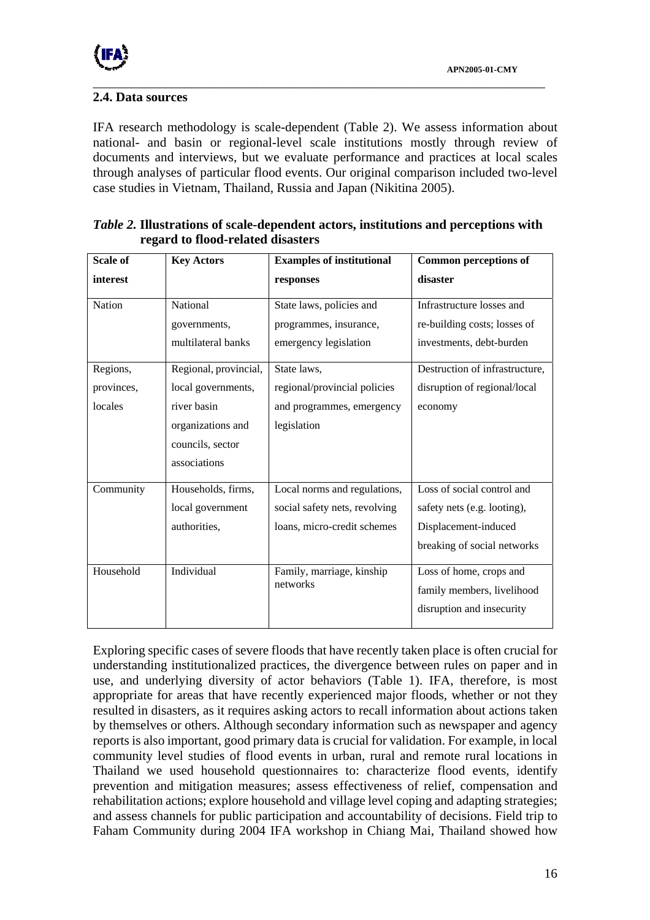## 2.4. Data sources

IFA research methodology is scale-dependent (Table 2). We assess information about national- and basin or regional-level scale institutions mostly through review of documents and interviews, but we evaluate performance and practices at local scales through analyses of particular flood events. Our original comparison included two-level case studies in Vietnam, Thailand, Russia and Japan (Nikitina 2005).

*Table 2.* **Illustrations of scale-dependent actors, institutions and perceptions with regard to flood-related disasters**

| Scale of interest | Key Actors | Examples of institutional responses | Common perceptions of disaster |
|---|---|---|---|
| Nation | National governments, multilateral banks | State laws, policies and programmes, insurance, emergency legislation | Infrastructure losses and re-building costs; losses of investments, debt-burden |
| Regions, provinces, locales | Regional, provincial, local governments, river basin organizations and councils, sector associations | State laws, regional/provincial policies and programmes, emergency legislation | Destruction of infrastructure, disruption of regional/local economy |
| Community | Households, firms, local government authorities, | Local norms and regulations, social safety nets, revolving loans, micro-credit schemes | Loss of social control and safety nets (e.g. looting), Displacement-induced breaking of social networks |
| Household | Individual | Family, marriage, kinship networks | Loss of home, crops and family members, livelihood disruption and insecurity |

Exploring specific cases of severe floods that have recently taken place is often crucial for understanding institutionalized practices, the divergence between rules on paper and in use, and underlying diversity of actor behaviors (Table 1). IFA, therefore, is most appropriate for areas that have recently experienced major floods, whether or not they resulted in disasters, as it requires asking actors to recall information about actions taken by themselves or others. Although secondary information such as newspaper and agency reports is also important, good primary data is crucial for validation. For example, in local community level studies of flood events in urban, rural and remote rural locations in Thailand we used household questionnaires to: characterize flood events, identify prevention and mitigation measures; assess effectiveness of relief, compensation and rehabilitation actions; explore household and village level coping and adapting strategies; and assess channels for public participation and accountability of decisions. Field trip to Faham Community during 2004 IFA workshop in Chiang Mai, Thailand showed how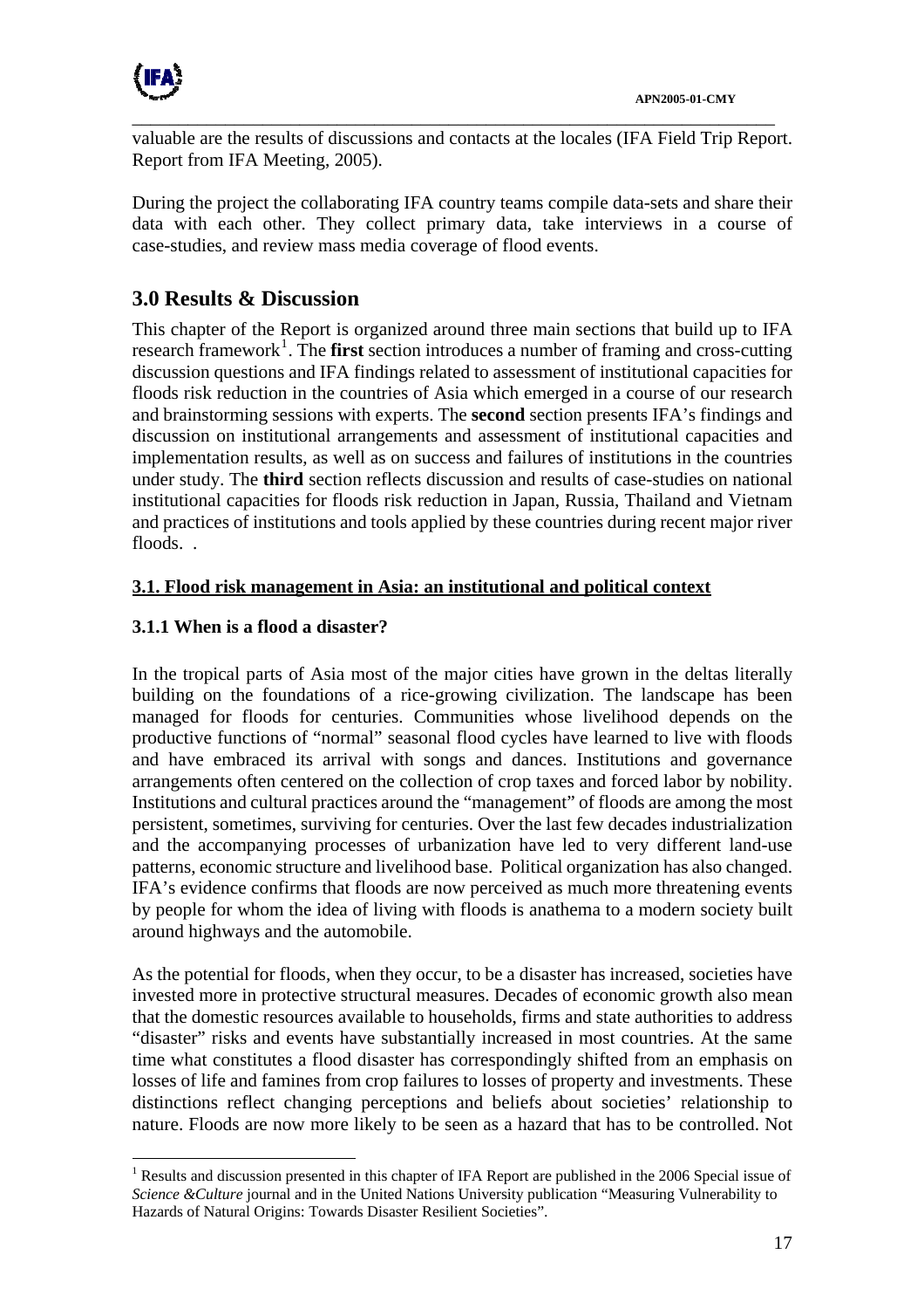valuable are the results of discussions and contacts at the locales (IFA Field Trip Report. Report from IFA Meeting, 2005).

During the project the collaborating IFA country teams compile data-sets and share their data with each other. They collect primary data, take interviews in a course of case-studies, and review mass media coverage of flood events.

## 3.0 Results & Discussion

This chapter of the Report is organized around three main sections that build up to IFA research framework[1]. The **first** section introduces a number of framing and cross-cutting discussion questions and IFA findings related to assessment of institutional capacities for floods risk reduction in the countries of Asia which emerged in a course of our research and brainstorming sessions with experts. The **second** section presents IFA's findings and discussion on institutional arrangements and assessment of institutional capacities and implementation results, as well as on success and failures of institutions in the countries under study. The **third** section reflects discussion and results of case-studies on national institutional capacities for floods risk reduction in Japan, Russia, Thailand and Vietnam and practices of institutions and tools applied by these countries during recent major river floods. .

### 3.1. Flood risk management in Asia: an institutional and political context

#### 3.1.1 When is a flood a disaster?

In the tropical parts of Asia most of the major cities have grown in the deltas literally building on the foundations of a rice-growing civilization. The landscape has been managed for floods for centuries. Communities whose livelihood depends on the productive functions of "normal" seasonal flood cycles have learned to live with floods and have embraced its arrival with songs and dances. Institutions and governance arrangements often centered on the collection of crop taxes and forced labor by nobility. Institutions and cultural practices around the "management" of floods are among the most persistent, sometimes, surviving for centuries. Over the last few decades industrialization and the accompanying processes of urbanization have led to very different land-use patterns, economic structure and livelihood base. Political organization has also changed. IFA's evidence confirms that floods are now perceived as much more threatening events by people for whom the idea of living with floods is anathema to a modern society built around highways and the automobile.

As the potential for floods, when they occur, to be a disaster has increased, societies have invested more in protective structural measures. Decades of economic growth also mean that the domestic resources available to households, firms and state authorities to address "disaster" risks and events have substantially increased in most countries. At the same time what constitutes a flood disaster has correspondingly shifted from an emphasis on losses of life and famines from crop failures to losses of property and investments. These distinctions reflect changing perceptions and beliefs about societies' relationship to nature. Floods are now more likely to be seen as a hazard that has to be controlled. Not

[1] Results and discussion presented in this chapter of IFA Report are published in the 2006 Special issue of *Science &Culture* journal and in the United Nations University publication "Measuring Vulnerability to Hazards of Natural Origins: Towards Disaster Resilient Societies".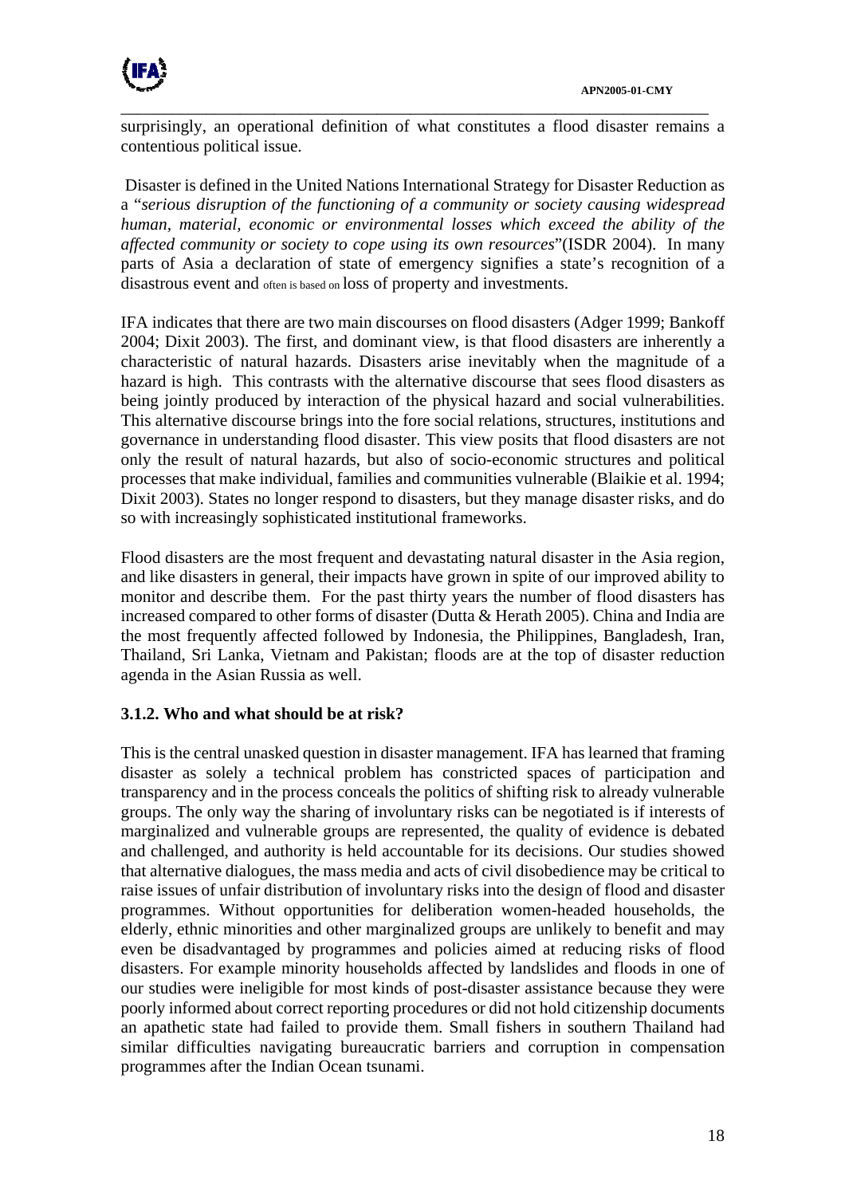surprisingly, an operational definition of what constitutes a flood disaster remains a contentious political issue.

Disaster is defined in the United Nations International Strategy for Disaster Reduction as a "*serious disruption of the functioning of a community or society causing widespread human, material, economic or environmental losses which exceed the ability of the affected community or society to cope using its own resources*"(ISDR 2004). In many parts of Asia a declaration of state of emergency signifies a state's recognition of a disastrous event and often is based on loss of property and investments.

IFA indicates that there are two main discourses on flood disasters (Adger 1999; Bankoff 2004; Dixit 2003). The first, and dominant view, is that flood disasters are inherently a characteristic of natural hazards. Disasters arise inevitably when the magnitude of a hazard is high. This contrasts with the alternative discourse that sees flood disasters as being jointly produced by interaction of the physical hazard and social vulnerabilities. This alternative discourse brings into the fore social relations, structures, institutions and governance in understanding flood disaster. This view posits that flood disasters are not only the result of natural hazards, but also of socio-economic structures and political processes that make individual, families and communities vulnerable (Blaikie et al. 1994; Dixit 2003). States no longer respond to disasters, but they manage disaster risks, and do so with increasingly sophisticated institutional frameworks.

Flood disasters are the most frequent and devastating natural disaster in the Asia region, and like disasters in general, their impacts have grown in spite of our improved ability to monitor and describe them. For the past thirty years the number of flood disasters has increased compared to other forms of disaster (Dutta & Herath 2005). China and India are the most frequently affected followed by Indonesia, the Philippines, Bangladesh, Iran, Thailand, Sri Lanka, Vietnam and Pakistan; floods are at the top of disaster reduction agenda in the Asian Russia as well.

### 3.1.2. Who and what should be at risk?

This is the central unasked question in disaster management. IFA has learned that framing disaster as solely a technical problem has constricted spaces of participation and transparency and in the process conceals the politics of shifting risk to already vulnerable groups. The only way the sharing of involuntary risks can be negotiated is if interests of marginalized and vulnerable groups are represented, the quality of evidence is debated and challenged, and authority is held accountable for its decisions. Our studies showed that alternative dialogues, the mass media and acts of civil disobedience may be critical to raise issues of unfair distribution of involuntary risks into the design of flood and disaster programmes. Without opportunities for deliberation women-headed households, the elderly, ethnic minorities and other marginalized groups are unlikely to benefit and may even be disadvantaged by programmes and policies aimed at reducing risks of flood disasters. For example minority households affected by landslides and floods in one of our studies were ineligible for most kinds of post-disaster assistance because they were poorly informed about correct reporting procedures or did not hold citizenship documents an apathetic state had failed to provide them. Small fishers in southern Thailand had similar difficulties navigating bureaucratic barriers and corruption in compensation programmes after the Indian Ocean tsunami.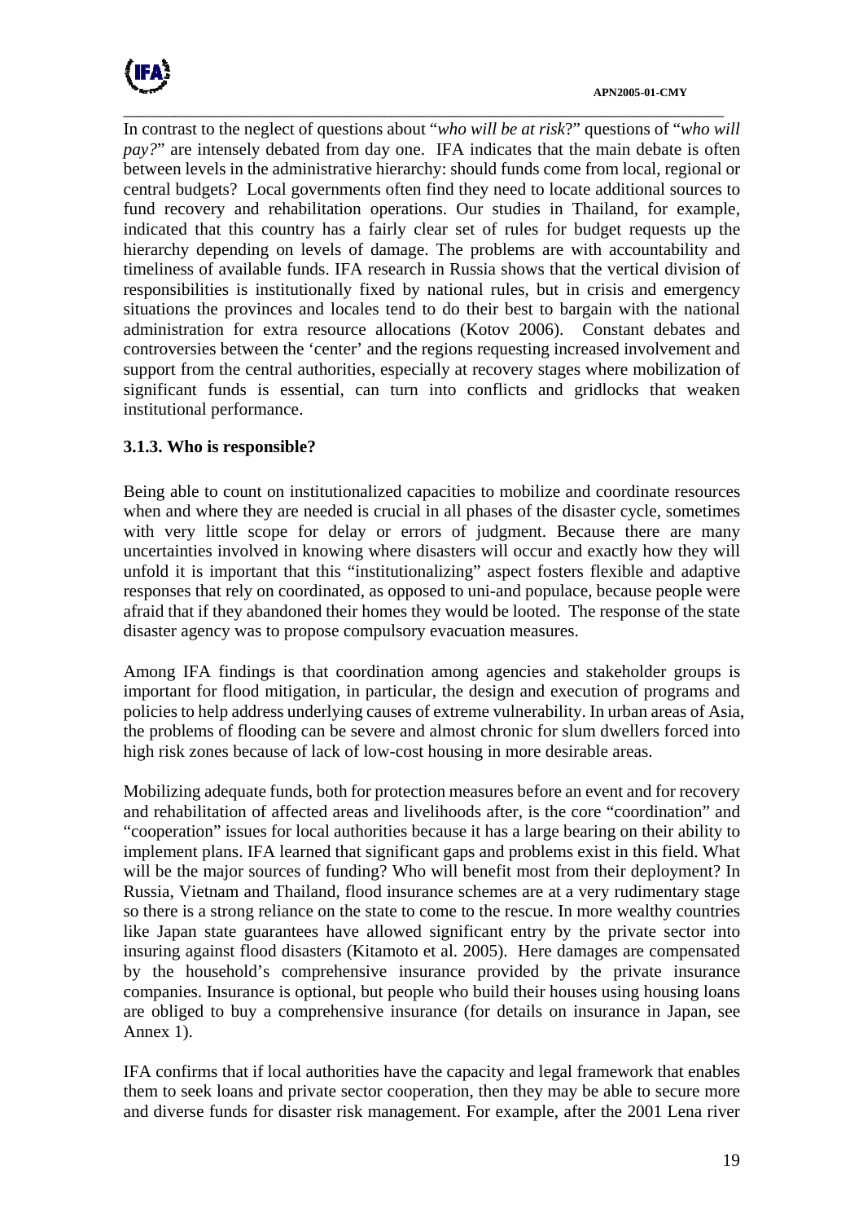In contrast to the neglect of questions about "*who will be at risk*?" questions of "*who will pay?*" are intensely debated from day one. IFA indicates that the main debate is often between levels in the administrative hierarchy: should funds come from local, regional or central budgets? Local governments often find they need to locate additional sources to fund recovery and rehabilitation operations. Our studies in Thailand, for example, indicated that this country has a fairly clear set of rules for budget requests up the hierarchy depending on levels of damage. The problems are with accountability and timeliness of available funds. IFA research in Russia shows that the vertical division of responsibilities is institutionally fixed by national rules, but in crisis and emergency situations the provinces and locales tend to do their best to bargain with the national administration for extra resource allocations (Kotov 2006). Constant debates and controversies between the 'center' and the regions requesting increased involvement and support from the central authorities, especially at recovery stages where mobilization of significant funds is essential, can turn into conflicts and gridlocks that weaken institutional performance.

### 3.1.3. Who is responsible?

Being able to count on institutionalized capacities to mobilize and coordinate resources when and where they are needed is crucial in all phases of the disaster cycle, sometimes with very little scope for delay or errors of judgment. Because there are many uncertainties involved in knowing where disasters will occur and exactly how they will unfold it is important that this "institutionalizing" aspect fosters flexible and adaptive responses that rely on coordinated, as opposed to uni-and populace, because people were afraid that if they abandoned their homes they would be looted. The response of the state disaster agency was to propose compulsory evacuation measures.

Among IFA findings is that coordination among agencies and stakeholder groups is important for flood mitigation, in particular, the design and execution of programs and policies to help address underlying causes of extreme vulnerability. In urban areas of Asia, the problems of flooding can be severe and almost chronic for slum dwellers forced into high risk zones because of lack of low-cost housing in more desirable areas.

Mobilizing adequate funds, both for protection measures before an event and for recovery and rehabilitation of affected areas and livelihoods after, is the core "coordination" and "cooperation" issues for local authorities because it has a large bearing on their ability to implement plans. IFA learned that significant gaps and problems exist in this field. What will be the major sources of funding? Who will benefit most from their deployment? In Russia, Vietnam and Thailand, flood insurance schemes are at a very rudimentary stage so there is a strong reliance on the state to come to the rescue. In more wealthy countries like Japan state guarantees have allowed significant entry by the private sector into insuring against flood disasters (Kitamoto et al. 2005). Here damages are compensated by the household's comprehensive insurance provided by the private insurance companies. Insurance is optional, but people who build their houses using housing loans are obliged to buy a comprehensive insurance (for details on insurance in Japan, see Annex 1).

IFA confirms that if local authorities have the capacity and legal framework that enables them to seek loans and private sector cooperation, then they may be able to secure more and diverse funds for disaster risk management. For example, after the 2001 Lena river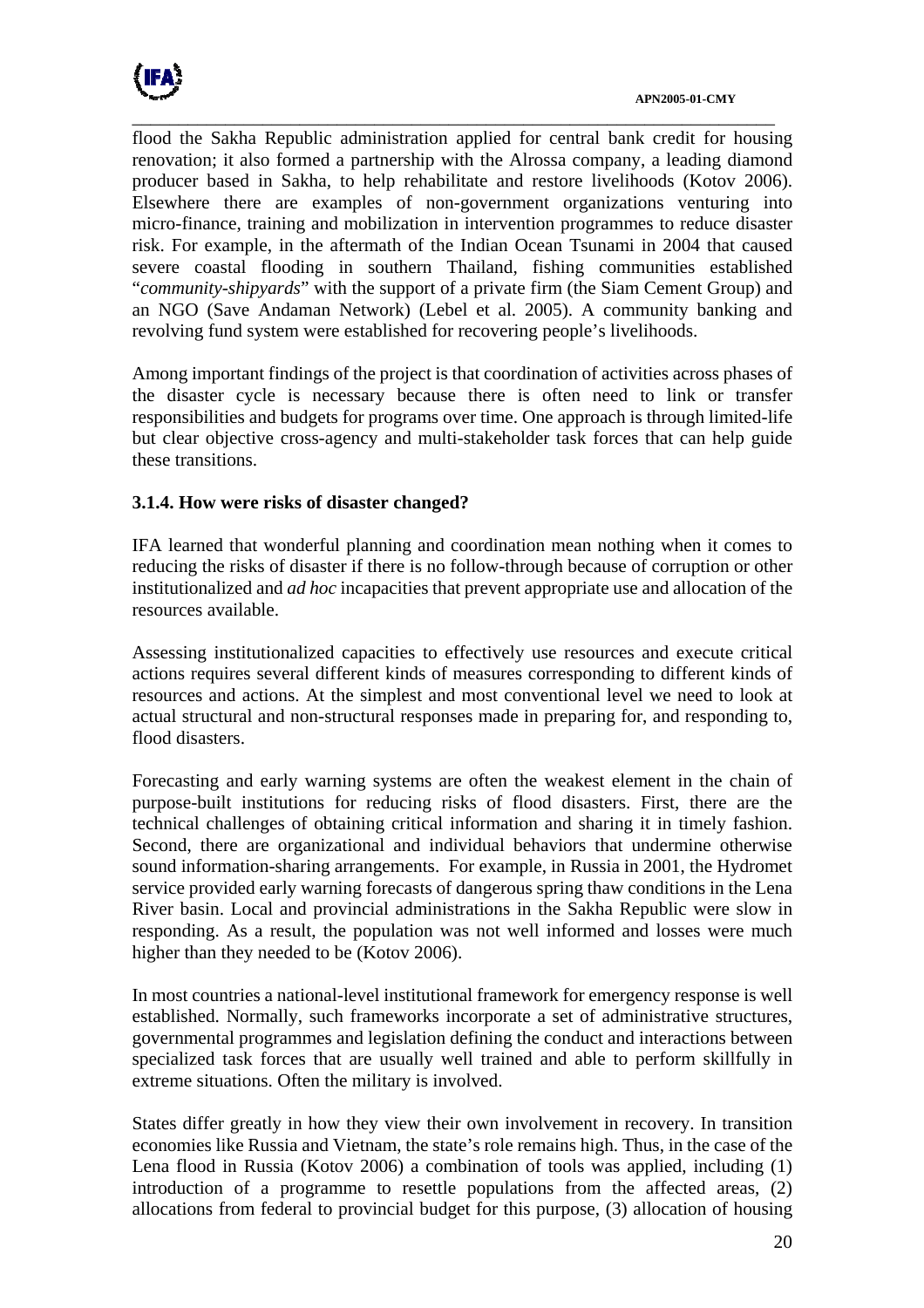flood the Sakha Republic administration applied for central bank credit for housing renovation; it also formed a partnership with the Alrossa company, a leading diamond producer based in Sakha, to help rehabilitate and restore livelihoods (Kotov 2006). Elsewhere there are examples of non-government organizations venturing into micro-finance, training and mobilization in intervention programmes to reduce disaster risk. For example, in the aftermath of the Indian Ocean Tsunami in 2004 that caused severe coastal flooding in southern Thailand, fishing communities established "*community-shipyards*" with the support of a private firm (the Siam Cement Group) and an NGO (Save Andaman Network) (Lebel et al. 2005). A community banking and revolving fund system were established for recovering people's livelihoods.

Among important findings of the project is that coordination of activities across phases of the disaster cycle is necessary because there is often need to link or transfer responsibilities and budgets for programs over time. One approach is through limited-life but clear objective cross-agency and multi-stakeholder task forces that can help guide these transitions.

### 3.1.4. How were risks of disaster changed?

IFA learned that wonderful planning and coordination mean nothing when it comes to reducing the risks of disaster if there is no follow-through because of corruption or other institutionalized and *ad hoc* incapacities that prevent appropriate use and allocation of the resources available.

Assessing institutionalized capacities to effectively use resources and execute critical actions requires several different kinds of measures corresponding to different kinds of resources and actions. At the simplest and most conventional level we need to look at actual structural and non-structural responses made in preparing for, and responding to, flood disasters.

Forecasting and early warning systems are often the weakest element in the chain of purpose-built institutions for reducing risks of flood disasters. First, there are the technical challenges of obtaining critical information and sharing it in timely fashion. Second, there are organizational and individual behaviors that undermine otherwise sound information-sharing arrangements. For example, in Russia in 2001, the Hydromet service provided early warning forecasts of dangerous spring thaw conditions in the Lena River basin. Local and provincial administrations in the Sakha Republic were slow in responding. As a result, the population was not well informed and losses were much higher than they needed to be (Kotov 2006).

In most countries a national-level institutional framework for emergency response is well established. Normally, such frameworks incorporate a set of administrative structures, governmental programmes and legislation defining the conduct and interactions between specialized task forces that are usually well trained and able to perform skillfully in extreme situations. Often the military is involved.

States differ greatly in how they view their own involvement in recovery. In transition economies like Russia and Vietnam, the state's role remains high. Thus, in the case of the Lena flood in Russia (Kotov 2006) a combination of tools was applied, including (1) introduction of a programme to resettle populations from the affected areas, (2) allocations from federal to provincial budget for this purpose, (3) allocation of housing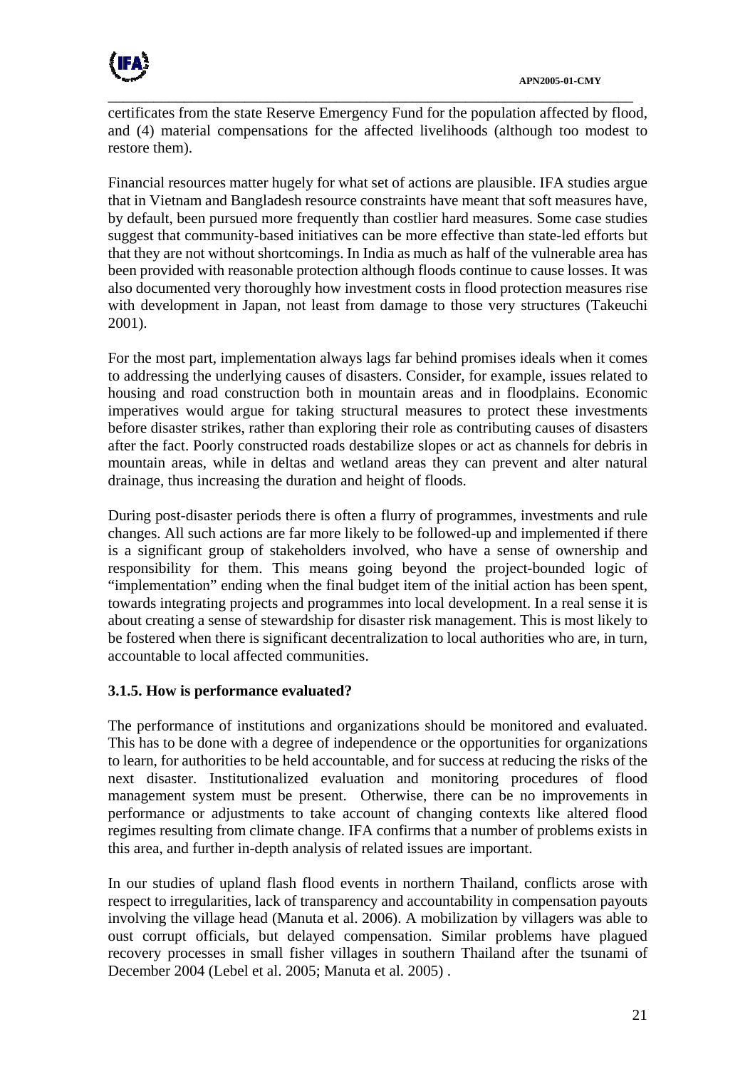certificates from the state Reserve Emergency Fund for the population affected by flood, and (4) material compensations for the affected livelihoods (although too modest to restore them).

Financial resources matter hugely for what set of actions are plausible. IFA studies argue that in Vietnam and Bangladesh resource constraints have meant that soft measures have, by default, been pursued more frequently than costlier hard measures. Some case studies suggest that community-based initiatives can be more effective than state-led efforts but that they are not without shortcomings. In India as much as half of the vulnerable area has been provided with reasonable protection although floods continue to cause losses. It was also documented very thoroughly how investment costs in flood protection measures rise with development in Japan, not least from damage to those very structures (Takeuchi 2001).

For the most part, implementation always lags far behind promises ideals when it comes to addressing the underlying causes of disasters. Consider, for example, issues related to housing and road construction both in mountain areas and in floodplains. Economic imperatives would argue for taking structural measures to protect these investments before disaster strikes, rather than exploring their role as contributing causes of disasters after the fact. Poorly constructed roads destabilize slopes or act as channels for debris in mountain areas, while in deltas and wetland areas they can prevent and alter natural drainage, thus increasing the duration and height of floods.

During post-disaster periods there is often a flurry of programmes, investments and rule changes. All such actions are far more likely to be followed-up and implemented if there is a significant group of stakeholders involved, who have a sense of ownership and responsibility for them. This means going beyond the project-bounded logic of "implementation" ending when the final budget item of the initial action has been spent, towards integrating projects and programmes into local development. In a real sense it is about creating a sense of stewardship for disaster risk management. This is most likely to be fostered when there is significant decentralization to local authorities who are, in turn, accountable to local affected communities.

### 3.1.5. How is performance evaluated?

The performance of institutions and organizations should be monitored and evaluated. This has to be done with a degree of independence or the opportunities for organizations to learn, for authorities to be held accountable, and for success at reducing the risks of the next disaster. Institutionalized evaluation and monitoring procedures of flood management system must be present. Otherwise, there can be no improvements in performance or adjustments to take account of changing contexts like altered flood regimes resulting from climate change. IFA confirms that a number of problems exists in this area, and further in-depth analysis of related issues are important.

In our studies of upland flash flood events in northern Thailand, conflicts arose with respect to irregularities, lack of transparency and accountability in compensation payouts involving the village head (Manuta et al. 2006). A mobilization by villagers was able to oust corrupt officials, but delayed compensation. Similar problems have plagued recovery processes in small fisher villages in southern Thailand after the tsunami of December 2004 (Lebel et al. 2005; Manuta et al. 2005) .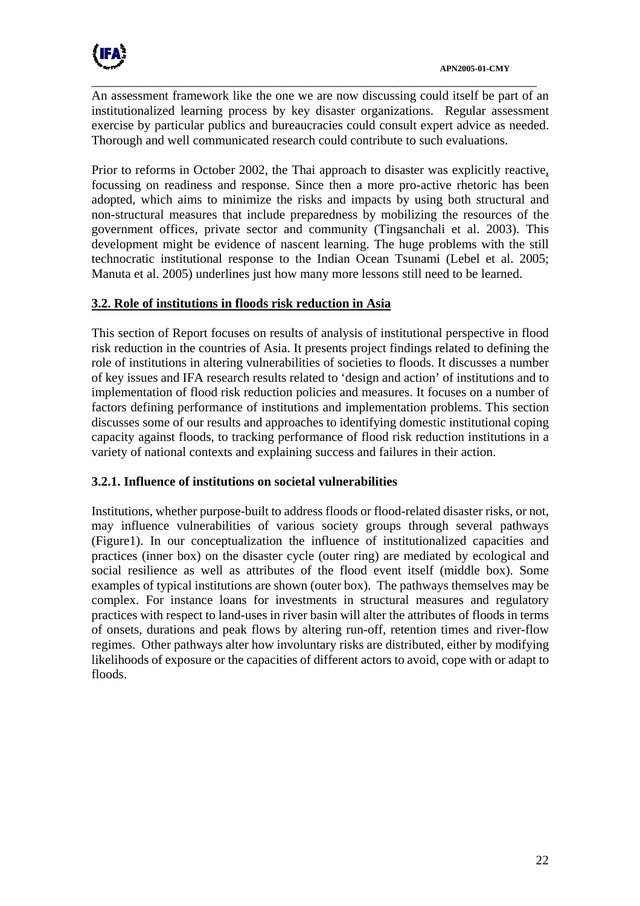An assessment framework like the one we are now discussing could itself be part of an institutionalized learning process by key disaster organizations. Regular assessment exercise by particular publics and bureaucracies could consult expert advice as needed. Thorough and well communicated research could contribute to such evaluations.

Prior to reforms in October 2002, the Thai approach to disaster was explicitly reactive, focussing on readiness and response. Since then a more pro-active rhetoric has been adopted, which aims to minimize the risks and impacts by using both structural and non-structural measures that include preparedness by mobilizing the resources of the government offices, private sector and community (Tingsanchali et al. 2003). This development might be evidence of nascent learning. The huge problems with the still technocratic institutional response to the Indian Ocean Tsunami (Lebel et al. 2005; Manuta et al. 2005) underlines just how many more lessons still need to be learned.

## 3.2. Role of institutions in floods risk reduction in Asia

This section of Report focuses on results of analysis of institutional perspective in flood risk reduction in the countries of Asia. It presents project findings related to defining the role of institutions in altering vulnerabilities of societies to floods. It discusses a number of key issues and IFA research results related to 'design and action' of institutions and to implementation of flood risk reduction policies and measures. It focuses on a number of factors defining performance of institutions and implementation problems. This section discusses some of our results and approaches to identifying domestic institutional coping capacity against floods, to tracking performance of flood risk reduction institutions in a variety of national contexts and explaining success and failures in their action.

### 3.2.1. Influence of institutions on societal vulnerabilities

Institutions, whether purpose-built to address floods or flood-related disaster risks, or not, may influence vulnerabilities of various society groups through several pathways (Figure1). In our conceptualization the influence of institutionalized capacities and practices (inner box) on the disaster cycle (outer ring) are mediated by ecological and social resilience as well as attributes of the flood event itself (middle box). Some examples of typical institutions are shown (outer box). The pathways themselves may be complex. For instance loans for investments in structural measures and regulatory practices with respect to land-uses in river basin will alter the attributes of floods in terms of onsets, durations and peak flows by altering run-off, retention times and river-flow regimes. Other pathways alter how involuntary risks are distributed, either by modifying likelihoods of exposure or the capacities of different actors to avoid, cope with or adapt to floods.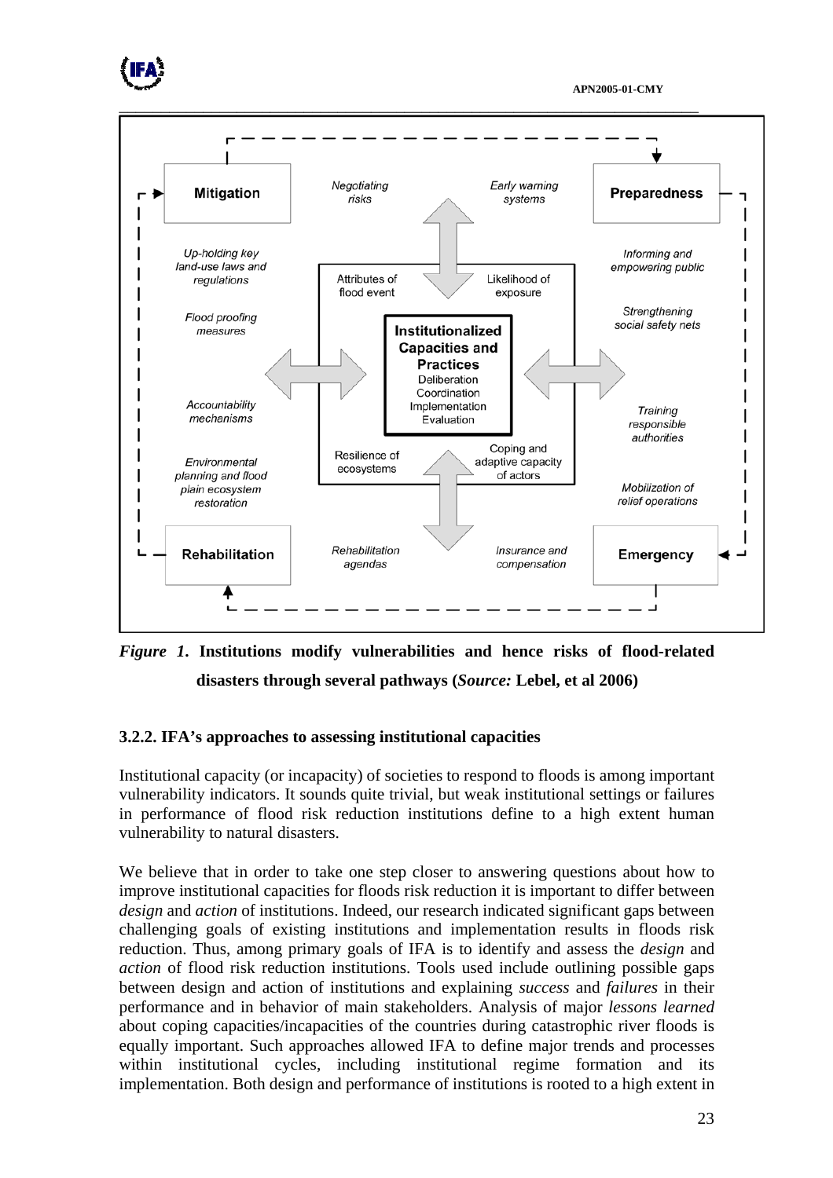**Figure 1.** **Institutions modify vulnerabilities and hence risks of flood-related disasters through several pathways (*Source:* Lebel, et al 2006)**

### 3.2.2. IFA's approaches to assessing institutional capacities

Institutional capacity (or incapacity) of societies to respond to floods is among important vulnerability indicators. It sounds quite trivial, but weak institutional settings or failures in performance of flood risk reduction institutions define to a high extent human vulnerability to natural disasters.

We believe that in order to take one step closer to answering questions about how to improve institutional capacities for floods risk reduction it is important to differ between *design* and *action* of institutions. Indeed, our research indicated significant gaps between challenging goals of existing institutions and implementation results in floods risk reduction. Thus, among primary goals of IFA is to identify and assess the *design* and *action* of flood risk reduction institutions. Tools used include outlining possible gaps between design and action of institutions and explaining *success* and *failures* in their performance and in behavior of main stakeholders. Analysis of major *lessons learned* about coping capacities/incapacities of the countries during catastrophic river floods is equally important. Such approaches allowed IFA to define major trends and processes within institutional cycles, including institutional regime formation and its implementation. Both design and performance of institutions is rooted to a high extent in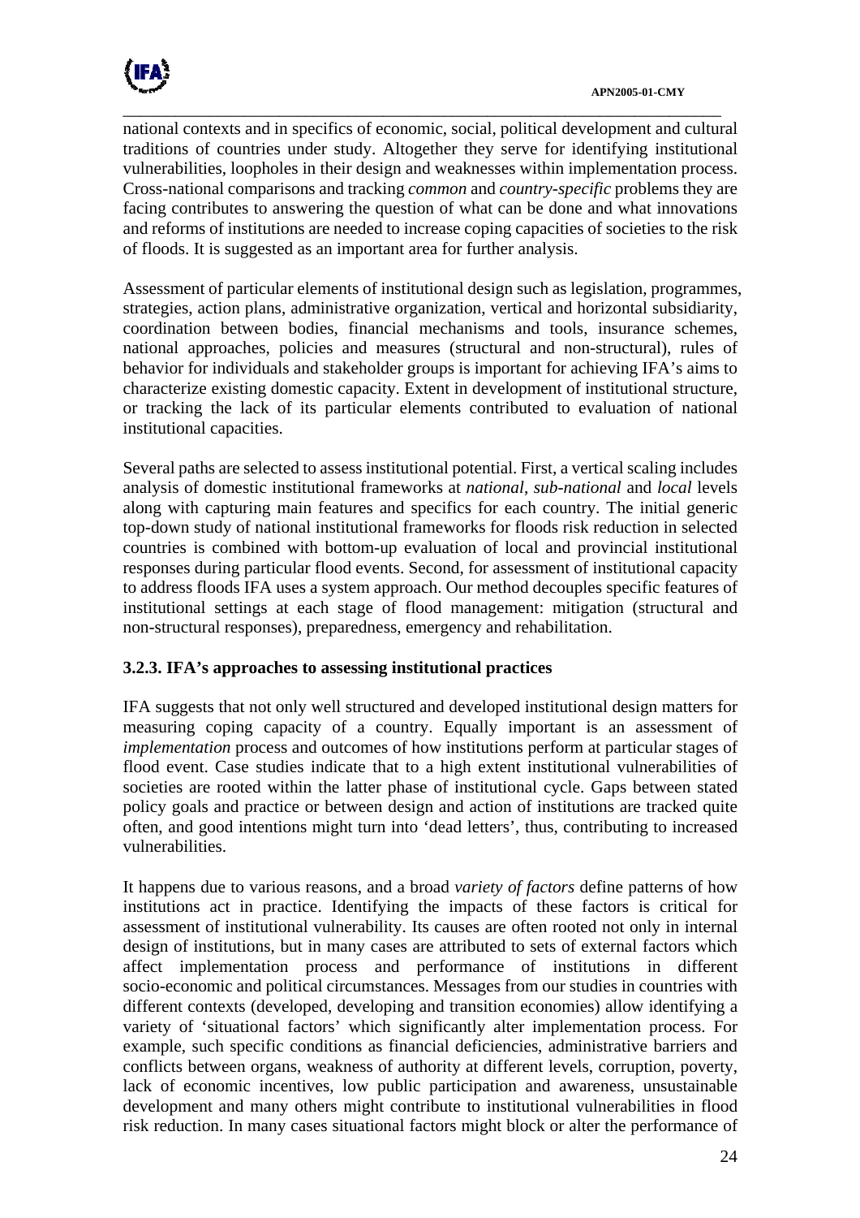national contexts and in specifics of economic, social, political development and cultural traditions of countries under study. Altogether they serve for identifying institutional vulnerabilities, loopholes in their design and weaknesses within implementation process. Cross-national comparisons and tracking *common* and *country-specific* problems they are facing contributes to answering the question of what can be done and what innovations and reforms of institutions are needed to increase coping capacities of societies to the risk of floods. It is suggested as an important area for further analysis.

Assessment of particular elements of institutional design such as legislation, programmes, strategies, action plans, administrative organization, vertical and horizontal subsidiarity, coordination between bodies, financial mechanisms and tools, insurance schemes, national approaches, policies and measures (structural and non-structural), rules of behavior for individuals and stakeholder groups is important for achieving IFA's aims to characterize existing domestic capacity. Extent in development of institutional structure, or tracking the lack of its particular elements contributed to evaluation of national institutional capacities.

Several paths are selected to assess institutional potential. First, a vertical scaling includes analysis of domestic institutional frameworks at *national*, *sub-national* and *local* levels along with capturing main features and specifics for each country. The initial generic top-down study of national institutional frameworks for floods risk reduction in selected countries is combined with bottom-up evaluation of local and provincial institutional responses during particular flood events. Second, for assessment of institutional capacity to address floods IFA uses a system approach. Our method decouples specific features of institutional settings at each stage of flood management: mitigation (structural and non-structural responses), preparedness, emergency and rehabilitation.

### 3.2.3. IFA's approaches to assessing institutional practices

IFA suggests that not only well structured and developed institutional design matters for measuring coping capacity of a country. Equally important is an assessment of *implementation* process and outcomes of how institutions perform at particular stages of flood event. Case studies indicate that to a high extent institutional vulnerabilities of societies are rooted within the latter phase of institutional cycle. Gaps between stated policy goals and practice or between design and action of institutions are tracked quite often, and good intentions might turn into 'dead letters', thus, contributing to increased vulnerabilities.

It happens due to various reasons, and a broad *variety of factors* define patterns of how institutions act in practice. Identifying the impacts of these factors is critical for assessment of institutional vulnerability. Its causes are often rooted not only in internal design of institutions, but in many cases are attributed to sets of external factors which affect implementation process and performance of institutions in different socio-economic and political circumstances. Messages from our studies in countries with different contexts (developed, developing and transition economies) allow identifying a variety of 'situational factors' which significantly alter implementation process. For example, such specific conditions as financial deficiencies, administrative barriers and conflicts between organs, weakness of authority at different levels, corruption, poverty, lack of economic incentives, low public participation and awareness, unsustainable development and many others might contribute to institutional vulnerabilities in flood risk reduction. In many cases situational factors might block or alter the performance of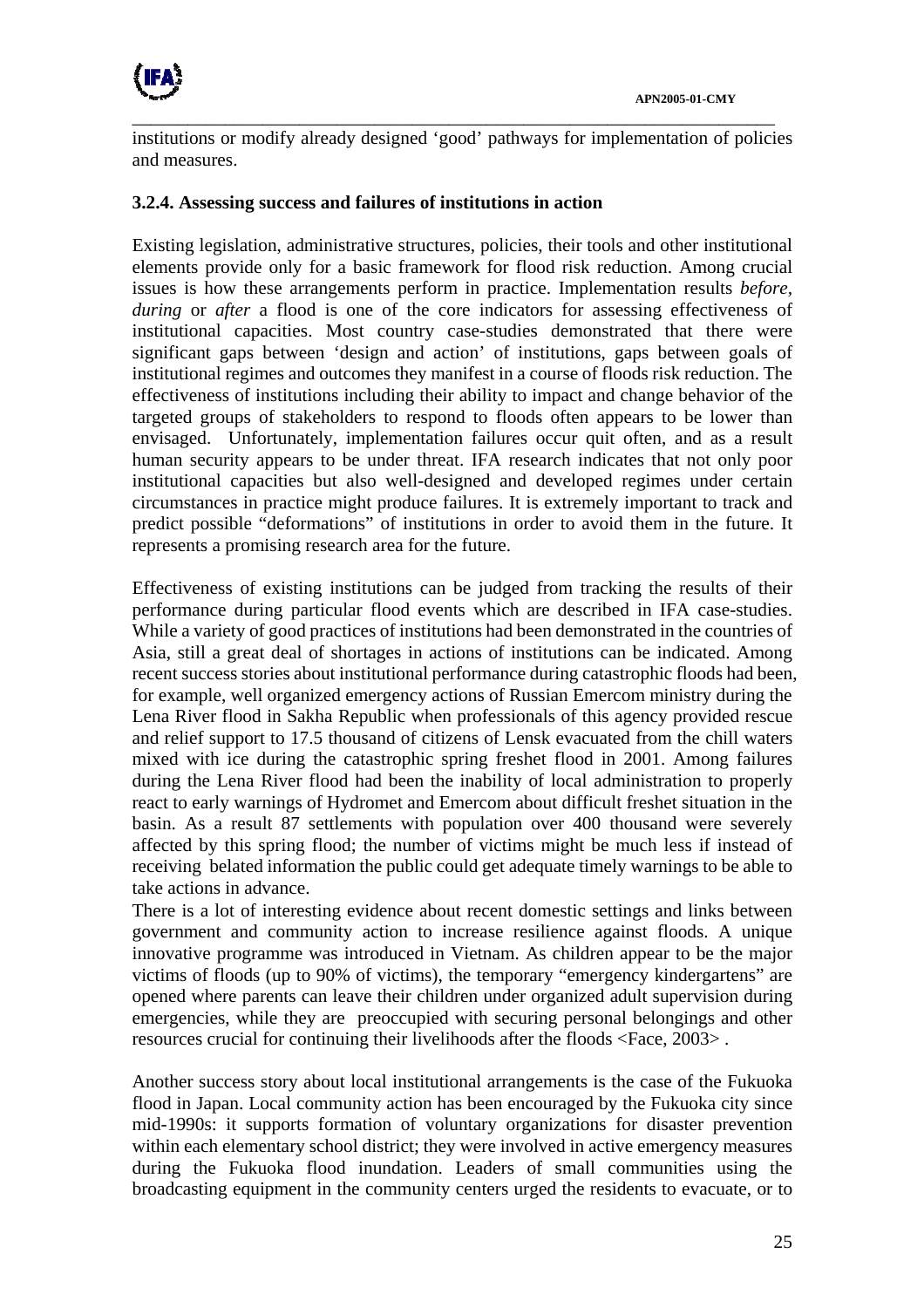institutions or modify already designed 'good' pathways for implementation of policies and measures.

### 3.2.4. Assessing success and failures of institutions in action

Existing legislation, administrative structures, policies, their tools and other institutional elements provide only for a basic framework for flood risk reduction. Among crucial issues is how these arrangements perform in practice. Implementation results *before, during* or *after* a flood is one of the core indicators for assessing effectiveness of institutional capacities. Most country case-studies demonstrated that there were significant gaps between 'design and action' of institutions, gaps between goals of institutional regimes and outcomes they manifest in a course of floods risk reduction. The effectiveness of institutions including their ability to impact and change behavior of the targeted groups of stakeholders to respond to floods often appears to be lower than envisaged. Unfortunately, implementation failures occur quit often, and as a result human security appears to be under threat. IFA research indicates that not only poor institutional capacities but also well-designed and developed regimes under certain circumstances in practice might produce failures. It is extremely important to track and predict possible "deformations" of institutions in order to avoid them in the future. It represents a promising research area for the future.

Effectiveness of existing institutions can be judged from tracking the results of their performance during particular flood events which are described in IFA case-studies. While a variety of good practices of institutions had been demonstrated in the countries of Asia, still a great deal of shortages in actions of institutions can be indicated. Among recent success stories about institutional performance during catastrophic floods had been, for example, well organized emergency actions of Russian Emercom ministry during the Lena River flood in Sakha Republic when professionals of this agency provided rescue and relief support to 17.5 thousand of citizens of Lensk evacuated from the chill waters mixed with ice during the catastrophic spring freshet flood in 2001. Among failures during the Lena River flood had been the inability of local administration to properly react to early warnings of Hydromet and Emercom about difficult freshet situation in the basin. As a result 87 settlements with population over 400 thousand were severely affected by this spring flood; the number of victims might be much less if instead of receiving belated information the public could get adequate timely warnings to be able to take actions in advance.

There is a lot of interesting evidence about recent domestic settings and links between government and community action to increase resilience against floods. A unique innovative programme was introduced in Vietnam. As children appear to be the major victims of floods (up to 90% of victims), the temporary "emergency kindergartens" are opened where parents can leave their children under organized adult supervision during emergencies, while they are preoccupied with securing personal belongings and other resources crucial for continuing their livelihoods after the floods <Face, 2003> .

Another success story about local institutional arrangements is the case of the Fukuoka flood in Japan. Local community action has been encouraged by the Fukuoka city since mid-1990s: it supports formation of voluntary organizations for disaster prevention within each elementary school district; they were involved in active emergency measures during the Fukuoka flood inundation. Leaders of small communities using the broadcasting equipment in the community centers urged the residents to evacuate, or to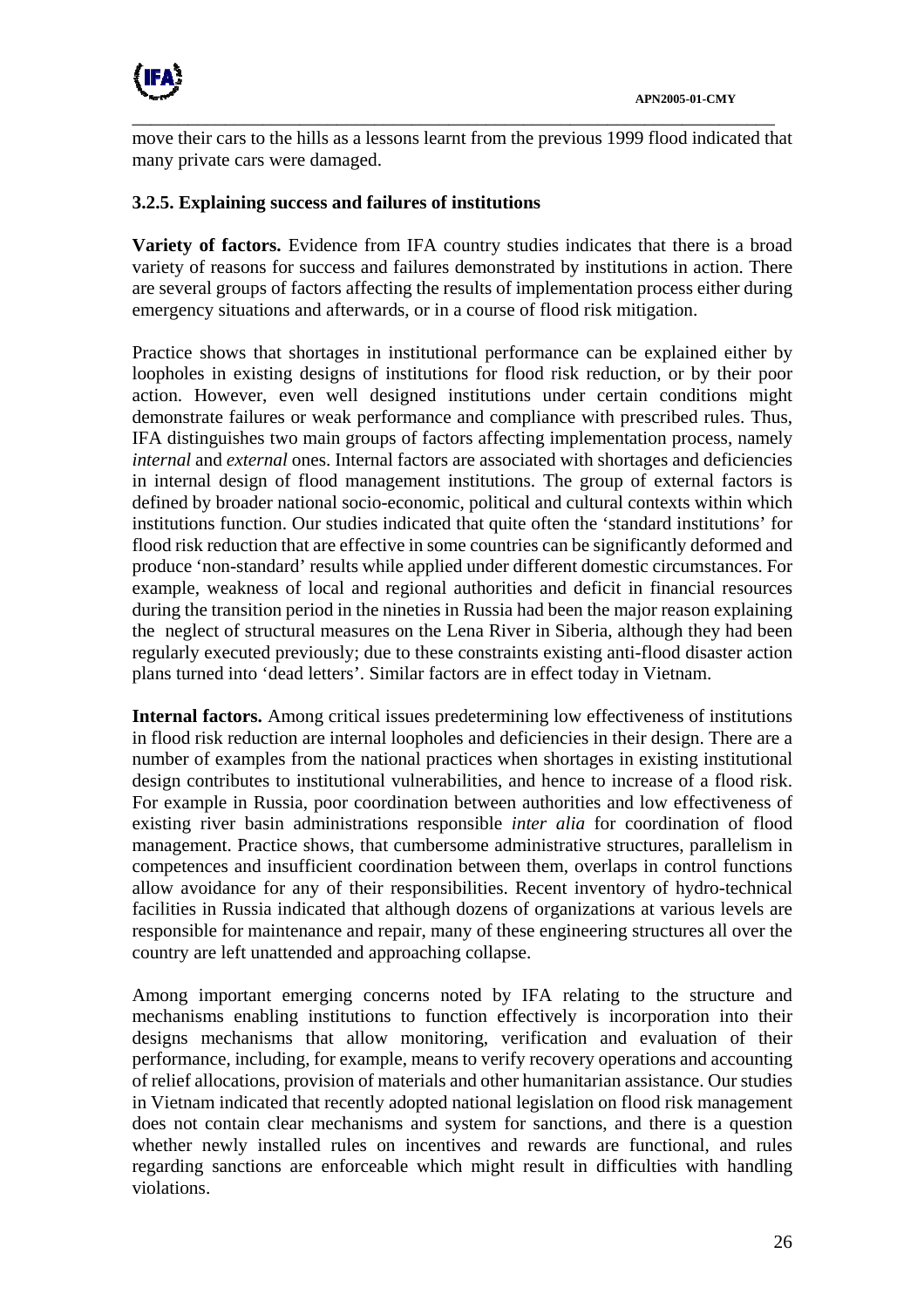move their cars to the hills as a lessons learnt from the previous 1999 flood indicated that many private cars were damaged.

### 3.2.5. Explaining success and failures of institutions

**Variety of factors.** Evidence from IFA country studies indicates that there is a broad variety of reasons for success and failures demonstrated by institutions in action. There are several groups of factors affecting the results of implementation process either during emergency situations and afterwards, or in a course of flood risk mitigation.

Practice shows that shortages in institutional performance can be explained either by loopholes in existing designs of institutions for flood risk reduction, or by their poor action. However, even well designed institutions under certain conditions might demonstrate failures or weak performance and compliance with prescribed rules. Thus, IFA distinguishes two main groups of factors affecting implementation process, namely *internal* and *external* ones. Internal factors are associated with shortages and deficiencies in internal design of flood management institutions. The group of external factors is defined by broader national socio-economic, political and cultural contexts within which institutions function. Our studies indicated that quite often the 'standard institutions' for flood risk reduction that are effective in some countries can be significantly deformed and produce 'non-standard' results while applied under different domestic circumstances. For example, weakness of local and regional authorities and deficit in financial resources during the transition period in the nineties in Russia had been the major reason explaining the neglect of structural measures on the Lena River in Siberia, although they had been regularly executed previously; due to these constraints existing anti-flood disaster action plans turned into 'dead letters'. Similar factors are in effect today in Vietnam.

**Internal factors.** Among critical issues predetermining low effectiveness of institutions in flood risk reduction are internal loopholes and deficiencies in their design. There are a number of examples from the national practices when shortages in existing institutional design contributes to institutional vulnerabilities, and hence to increase of a flood risk. For example in Russia, poor coordination between authorities and low effectiveness of existing river basin administrations responsible *inter alia* for coordination of flood management. Practice shows, that cumbersome administrative structures, parallelism in competences and insufficient coordination between them, overlaps in control functions allow avoidance for any of their responsibilities. Recent inventory of hydro-technical facilities in Russia indicated that although dozens of organizations at various levels are responsible for maintenance and repair, many of these engineering structures all over the country are left unattended and approaching collapse.

Among important emerging concerns noted by IFA relating to the structure and mechanisms enabling institutions to function effectively is incorporation into their designs mechanisms that allow monitoring, verification and evaluation of their performance, including, for example, means to verify recovery operations and accounting of relief allocations, provision of materials and other humanitarian assistance. Our studies in Vietnam indicated that recently adopted national legislation on flood risk management does not contain clear mechanisms and system for sanctions, and there is a question whether newly installed rules on incentives and rewards are functional, and rules regarding sanctions are enforceable which might result in difficulties with handling violations.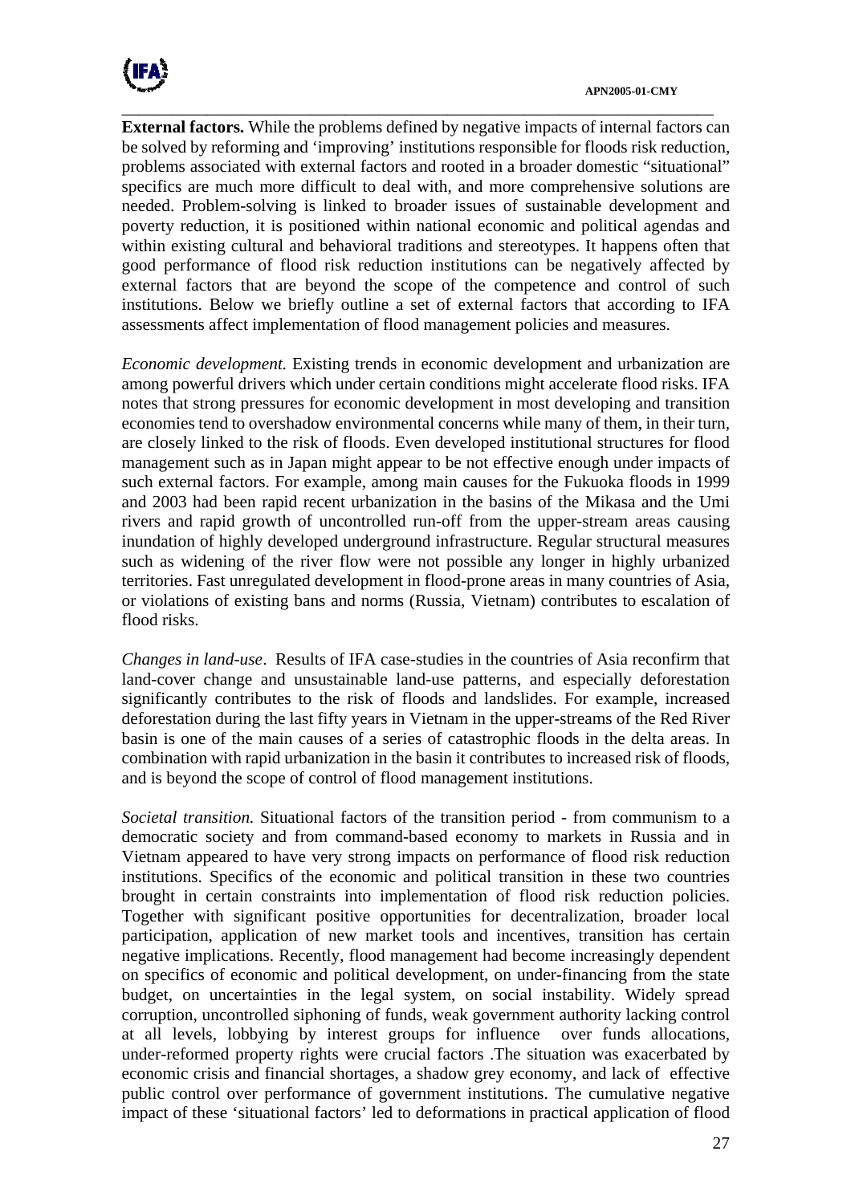**External factors.** While the problems defined by negative impacts of internal factors can be solved by reforming and 'improving' institutions responsible for floods risk reduction, problems associated with external factors and rooted in a broader domestic "situational" specifics are much more difficult to deal with, and more comprehensive solutions are needed. Problem-solving is linked to broader issues of sustainable development and poverty reduction, it is positioned within national economic and political agendas and within existing cultural and behavioral traditions and stereotypes. It happens often that good performance of flood risk reduction institutions can be negatively affected by external factors that are beyond the scope of the competence and control of such institutions. Below we briefly outline a set of external factors that according to IFA assessments affect implementation of flood management policies and measures.

*Economic development.* Existing trends in economic development and urbanization are among powerful drivers which under certain conditions might accelerate flood risks. IFA notes that strong pressures for economic development in most developing and transition economies tend to overshadow environmental concerns while many of them, in their turn, are closely linked to the risk of floods. Even developed institutional structures for flood management such as in Japan might appear to be not effective enough under impacts of such external factors. For example, among main causes for the Fukuoka floods in 1999 and 2003 had been rapid recent urbanization in the basins of the Mikasa and the Umi rivers and rapid growth of uncontrolled run-off from the upper-stream areas causing inundation of highly developed underground infrastructure. Regular structural measures such as widening of the river flow were not possible any longer in highly urbanized territories. Fast unregulated development in flood-prone areas in many countries of Asia, or violations of existing bans and norms (Russia, Vietnam) contributes to escalation of flood risks.

*Changes in land-use*. Results of IFA case-studies in the countries of Asia reconfirm that land-cover change and unsustainable land-use patterns, and especially deforestation significantly contributes to the risk of floods and landslides. For example, increased deforestation during the last fifty years in Vietnam in the upper-streams of the Red River basin is one of the main causes of a series of catastrophic floods in the delta areas. In combination with rapid urbanization in the basin it contributes to increased risk of floods, and is beyond the scope of control of flood management institutions.

*Societal transition.* Situational factors of the transition period - from communism to a democratic society and from command-based economy to markets in Russia and in Vietnam appeared to have very strong impacts on performance of flood risk reduction institutions. Specifics of the economic and political transition in these two countries brought in certain constraints into implementation of flood risk reduction policies. Together with significant positive opportunities for decentralization, broader local participation, application of new market tools and incentives, transition has certain negative implications. Recently, flood management had become increasingly dependent on specifics of economic and political development, on under-financing from the state budget, on uncertainties in the legal system, on social instability. Widely spread corruption, uncontrolled siphoning of funds, weak government authority lacking control at all levels, lobbying by interest groups for influence over funds allocations, under-reformed property rights were crucial factors .The situation was exacerbated by economic crisis and financial shortages, a shadow grey economy, and lack of effective public control over performance of government institutions. The cumulative negative impact of these 'situational factors' led to deformations in practical application of flood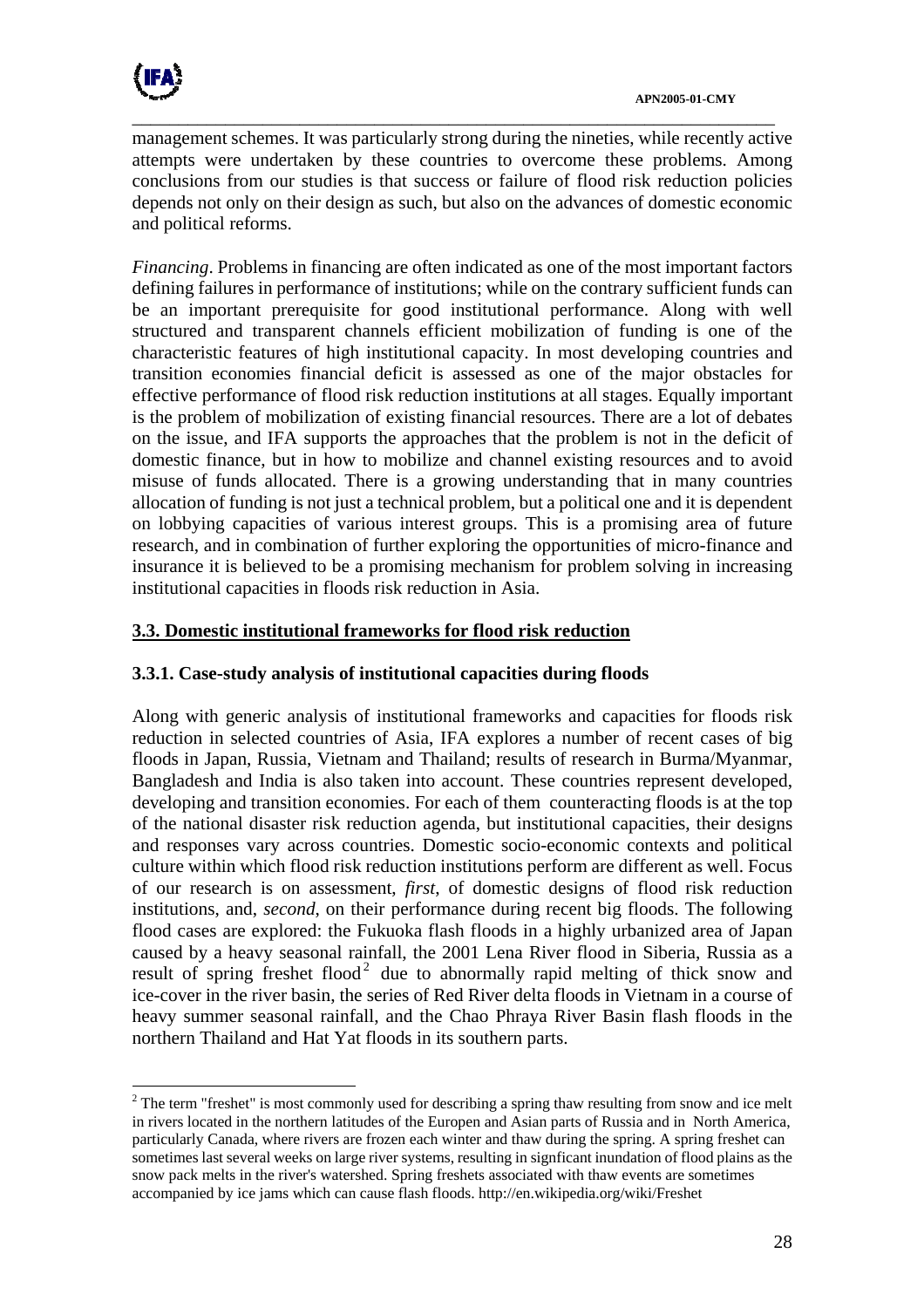management schemes. It was particularly strong during the nineties, while recently active attempts were undertaken by these countries to overcome these problems. Among conclusions from our studies is that success or failure of flood risk reduction policies depends not only on their design as such, but also on the advances of domestic economic and political reforms.

*Financing*. Problems in financing are often indicated as one of the most important factors defining failures in performance of institutions; while on the contrary sufficient funds can be an important prerequisite for good institutional performance. Along with well structured and transparent channels efficient mobilization of funding is one of the characteristic features of high institutional capacity. In most developing countries and transition economies financial deficit is assessed as one of the major obstacles for effective performance of flood risk reduction institutions at all stages. Equally important is the problem of mobilization of existing financial resources. There are a lot of debates on the issue, and IFA supports the approaches that the problem is not in the deficit of domestic finance, but in how to mobilize and channel existing resources and to avoid misuse of funds allocated. There is a growing understanding that in many countries allocation of funding is not just a technical problem, but a political one and it is dependent on lobbying capacities of various interest groups. This is a promising area of future research, and in combination of further exploring the opportunities of micro-finance and insurance it is believed to be a promising mechanism for problem solving in increasing institutional capacities in floods risk reduction in Asia.

## 3.3. Domestic institutional frameworks for flood risk reduction

### 3.3.1. Case-study analysis of institutional capacities during floods

Along with generic analysis of institutional frameworks and capacities for floods risk reduction in selected countries of Asia, IFA explores a number of recent cases of big floods in Japan, Russia, Vietnam and Thailand; results of research in Burma/Myanmar, Bangladesh and India is also taken into account. These countries represent developed, developing and transition economies. For each of them counteracting floods is at the top of the national disaster risk reduction agenda, but institutional capacities, their designs and responses vary across countries. Domestic socio-economic contexts and political culture within which flood risk reduction institutions perform are different as well. Focus of our research is on assessment, *first*, of domestic designs of flood risk reduction institutions, and, *second*, on their performance during recent big floods. The following flood cases are explored: the Fukuoka flash floods in a highly urbanized area of Japan caused by a heavy seasonal rainfall, the 2001 Lena River flood in Siberia, Russia as a result of spring freshet flood[2] due to abnormally rapid melting of thick snow and ice-cover in the river basin, the series of Red River delta floods in Vietnam in a course of heavy summer seasonal rainfall, and the Chao Phraya River Basin flash floods in the northern Thailand and Hat Yat floods in its southern parts.

---

[2] The term "freshet" is most commonly used for describing a spring thaw resulting from snow and ice melt in rivers located in the northern latitudes of the Europen and Asian parts of Russia and in North America, particularly Canada, where rivers are frozen each winter and thaw during the spring. A spring freshet can sometimes last several weeks on large river systems, resulting in signficant inundation of flood plains as the snow pack melts in the river's watershed. Spring freshets associated with thaw events are sometimes accompanied by ice jams which can cause flash floods. http://en.wikipedia.org/wiki/Freshet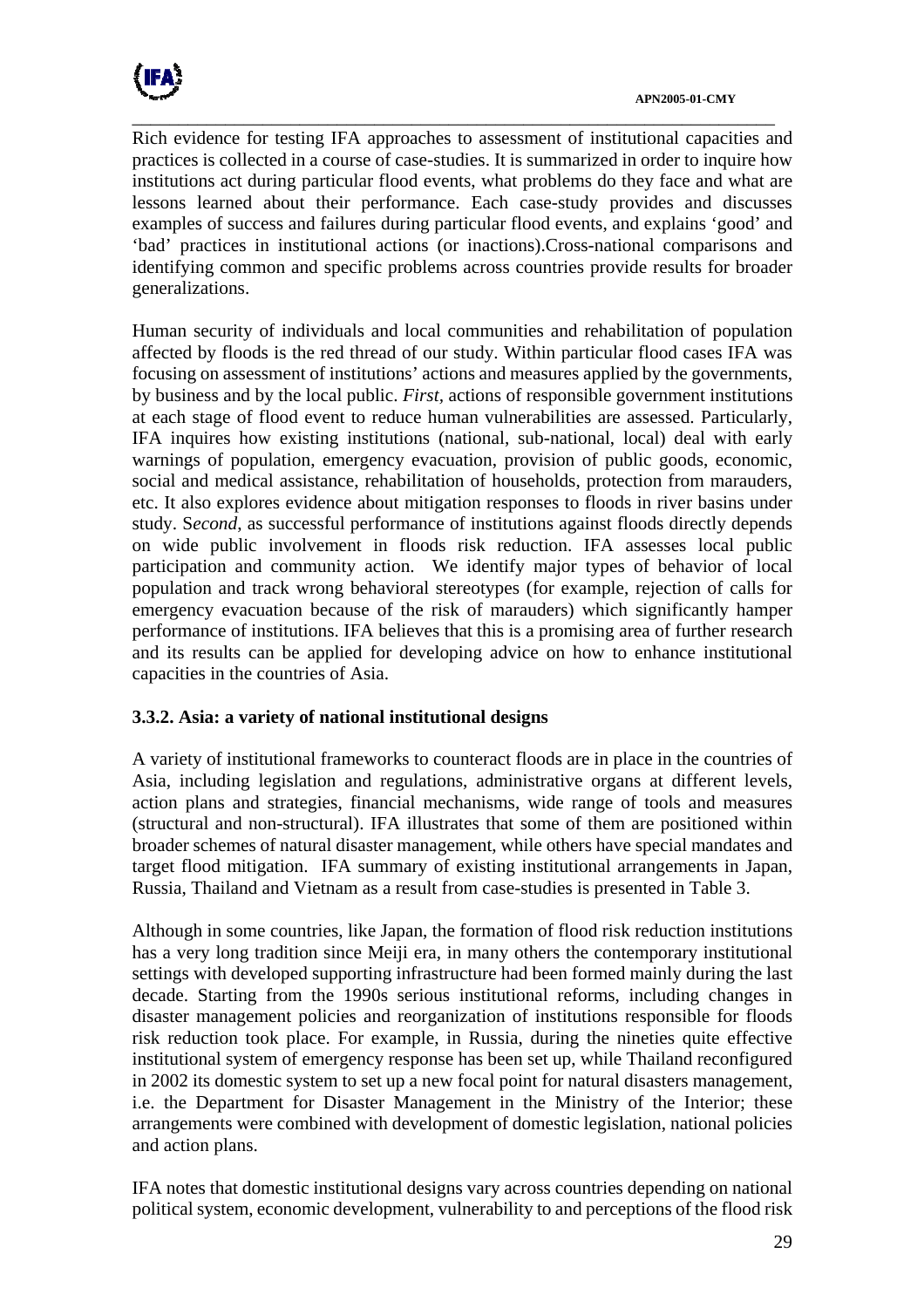Rich evidence for testing IFA approaches to assessment of institutional capacities and practices is collected in a course of case-studies. It is summarized in order to inquire how institutions act during particular flood events, what problems do they face and what are lessons learned about their performance. Each case-study provides and discusses examples of success and failures during particular flood events, and explains 'good' and 'bad' practices in institutional actions (or inactions).Cross-national comparisons and identifying common and specific problems across countries provide results for broader generalizations.

Human security of individuals and local communities and rehabilitation of population affected by floods is the red thread of our study. Within particular flood cases IFA was focusing on assessment of institutions' actions and measures applied by the governments, by business and by the local public. *First*, actions of responsible government institutions at each stage of flood event to reduce human vulnerabilities are assessed. Particularly, IFA inquires how existing institutions (national, sub-national, local) deal with early warnings of population, emergency evacuation, provision of public goods, economic, social and medical assistance, rehabilitation of households, protection from marauders, etc. It also explores evidence about mitigation responses to floods in river basins under study. S*econd*, as successful performance of institutions against floods directly depends on wide public involvement in floods risk reduction. IFA assesses local public participation and community action. We identify major types of behavior of local population and track wrong behavioral stereotypes (for example, rejection of calls for emergency evacuation because of the risk of marauders) which significantly hamper performance of institutions. IFA believes that this is a promising area of further research and its results can be applied for developing advice on how to enhance institutional capacities in the countries of Asia.

### 3.3.2. Asia: a variety of national institutional designs

A variety of institutional frameworks to counteract floods are in place in the countries of Asia, including legislation and regulations, administrative organs at different levels, action plans and strategies, financial mechanisms, wide range of tools and measures (structural and non-structural). IFA illustrates that some of them are positioned within broader schemes of natural disaster management, while others have special mandates and target flood mitigation. IFA summary of existing institutional arrangements in Japan, Russia, Thailand and Vietnam as a result from case-studies is presented in Table 3.

Although in some countries, like Japan, the formation of flood risk reduction institutions has a very long tradition since Meiji era, in many others the contemporary institutional settings with developed supporting infrastructure had been formed mainly during the last decade. Starting from the 1990s serious institutional reforms, including changes in disaster management policies and reorganization of institutions responsible for floods risk reduction took place. For example, in Russia, during the nineties quite effective institutional system of emergency response has been set up, while Thailand reconfigured in 2002 its domestic system to set up a new focal point for natural disasters management, i.e. the Department for Disaster Management in the Ministry of the Interior; these arrangements were combined with development of domestic legislation, national policies and action plans.

IFA notes that domestic institutional designs vary across countries depending on national political system, economic development, vulnerability to and perceptions of the flood risk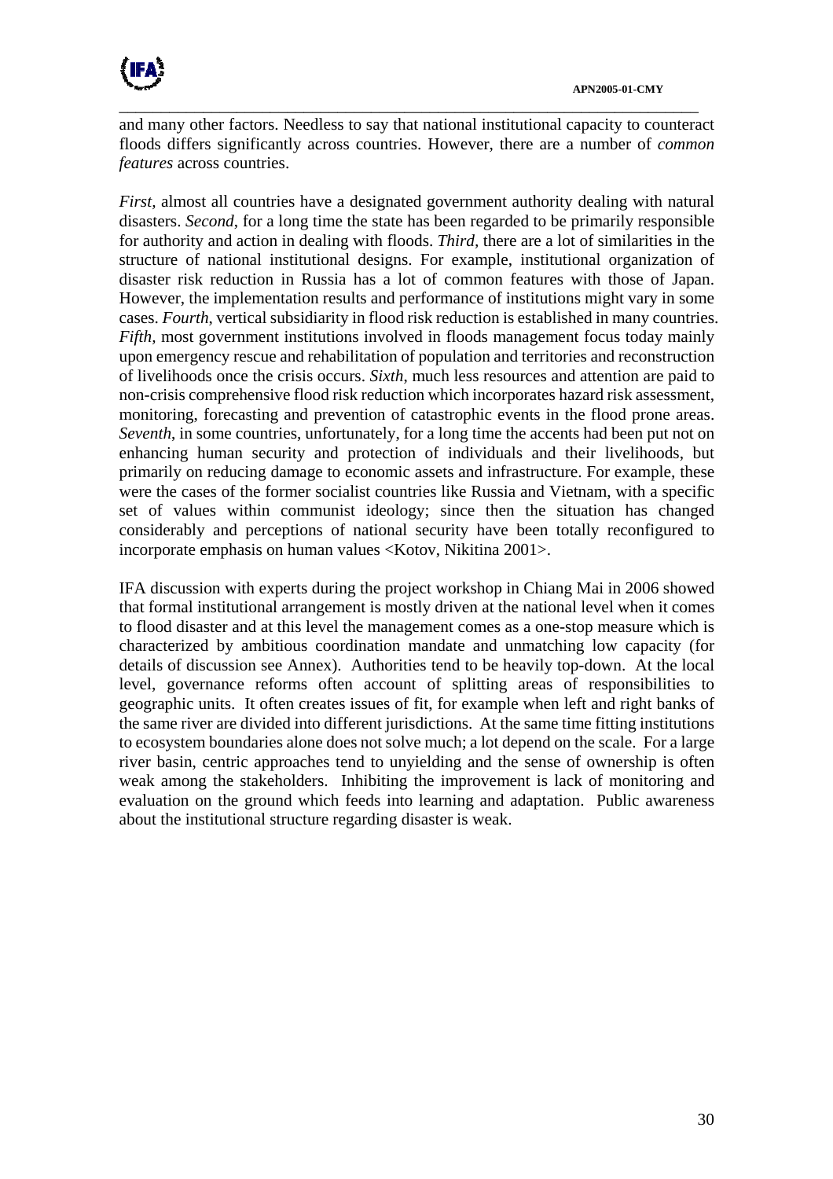and many other factors. Needless to say that national institutional capacity to counteract floods differs significantly across countries. However, there are a number of *common features* across countries.

*First*, almost all countries have a designated government authority dealing with natural disasters. *Second*, for a long time the state has been regarded to be primarily responsible for authority and action in dealing with floods. *Third*, there are a lot of similarities in the structure of national institutional designs. For example, institutional organization of disaster risk reduction in Russia has a lot of common features with those of Japan. However, the implementation results and performance of institutions might vary in some cases. *Fourth*, vertical subsidiarity in flood risk reduction is established in many countries. *Fifth*, most government institutions involved in floods management focus today mainly upon emergency rescue and rehabilitation of population and territories and reconstruction of livelihoods once the crisis occurs. *Sixth*, much less resources and attention are paid to non-crisis comprehensive flood risk reduction which incorporates hazard risk assessment, monitoring, forecasting and prevention of catastrophic events in the flood prone areas. *Seventh*, in some countries, unfortunately, for a long time the accents had been put not on enhancing human security and protection of individuals and their livelihoods, but primarily on reducing damage to economic assets and infrastructure. For example, these were the cases of the former socialist countries like Russia and Vietnam, with a specific set of values within communist ideology; since then the situation has changed considerably and perceptions of national security have been totally reconfigured to incorporate emphasis on human values <Kotov, Nikitina 2001>.

IFA discussion with experts during the project workshop in Chiang Mai in 2006 showed that formal institutional arrangement is mostly driven at the national level when it comes to flood disaster and at this level the management comes as a one-stop measure which is characterized by ambitious coordination mandate and unmatching low capacity (for details of discussion see Annex). Authorities tend to be heavily top-down. At the local level, governance reforms often account of splitting areas of responsibilities to geographic units. It often creates issues of fit, for example when left and right banks of the same river are divided into different jurisdictions. At the same time fitting institutions to ecosystem boundaries alone does not solve much; a lot depend on the scale. For a large river basin, centric approaches tend to unyielding and the sense of ownership is often weak among the stakeholders. Inhibiting the improvement is lack of monitoring and evaluation on the ground which feeds into learning and adaptation. Public awareness about the institutional structure regarding disaster is weak.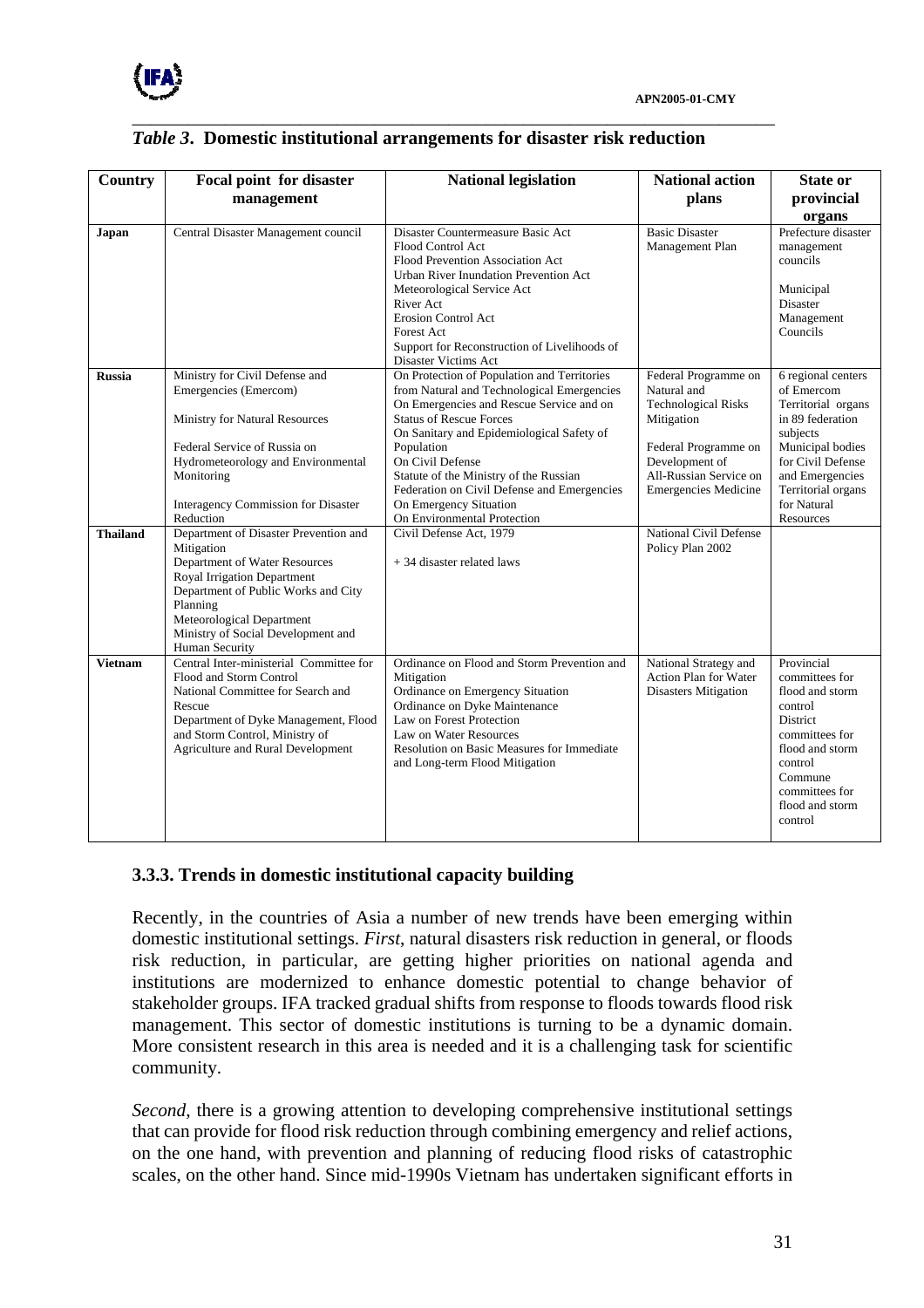*Table 3*. **Domestic institutional arrangements for disaster risk reduction**

| Country | Focal point for disaster management | National legislation | National action plans | State or provincial organs |
|---|---|---|---|---|
| **Japan** | Central Disaster Management council | Disaster Countermeasure Basic Act<br>Flood Control Act<br>Flood Prevention Association Act<br>Urban River Inundation Prevention Act<br>Meteorological Service Act<br>River Act<br>Erosion Control Act<br>Forest Act<br>Support for Reconstruction of Livelihoods of Disaster Victims Act | Basic Disaster Management Plan | Prefecture disaster management councils<br><br>Municipal Disaster Management Councils |
| **Russia** | Ministry for Civil Defense and Emergencies (Emercom)<br><br>Ministry for Natural Resources<br><br>Federal Service of Russia on Hydrometeorology and Environmental Monitoring<br><br>Interagency Commission for Disaster Reduction | On Protection of Population and Territories from Natural and Technological Emergencies<br>On Emergencies and Rescue Service and on Status of Rescue Forces<br>On Sanitary and Epidemiological Safety of Population<br>On Civil Defense<br>Statute of the Ministry of the Russian Federation on Civil Defense and Emergencies<br>On Emergency Situation<br>On Environmental Protection | Federal Programme on Natural and Technological Risks Mitigation<br><br>Federal Programme on Development of All-Russian Service on Emergencies Medicine | 6 regional centers of Emercom<br>Territorial organs in 89 federation subjects<br>Municipal bodies for Civil Defense and Emergencies<br>Territorial organs for Natural Resources |
| **Thailand** | Department of Disaster Prevention and Mitigation<br>Department of Water Resources<br>Royal Irrigation Department<br>Department of Public Works and City Planning<br>Meteorological Department<br>Ministry of Social Development and Human Security | Civil Defense Act, 1979<br><br>+ 34 disaster related laws | National Civil Defense Policy Plan 2002 | |
| **Vietnam** | Central Inter-ministerial Committee for Flood and Storm Control<br>National Committee for Search and Rescue<br>Department of Dyke Management, Flood and Storm Control, Ministry of Agriculture and Rural Development | Ordinance on Flood and Storm Prevention and Mitigation<br>Ordinance on Emergency Situation<br>Ordinance on Dyke Maintenance<br>Law on Forest Protection<br>Law on Water Resources<br>Resolution on Basic Measures for Immediate and Long-term Flood Mitigation | National Strategy and Action Plan for Water Disasters Mitigation | Provincial committees for flood and storm control<br>District committees for flood and storm control<br>Commune committees for flood and storm control |

### 3.3.3. Trends in domestic institutional capacity building

Recently, in the countries of Asia a number of new trends have been emerging within domestic institutional settings. *First*, natural disasters risk reduction in general, or floods risk reduction, in particular, are getting higher priorities on national agenda and institutions are modernized to enhance domestic potential to change behavior of stakeholder groups. IFA tracked gradual shifts from response to floods towards flood risk management. This sector of domestic institutions is turning to be a dynamic domain. More consistent research in this area is needed and it is a challenging task for scientific community.

*Second*, there is a growing attention to developing comprehensive institutional settings that can provide for flood risk reduction through combining emergency and relief actions, on the one hand, with prevention and planning of reducing flood risks of catastrophic scales, on the other hand. Since mid-1990s Vietnam has undertaken significant efforts in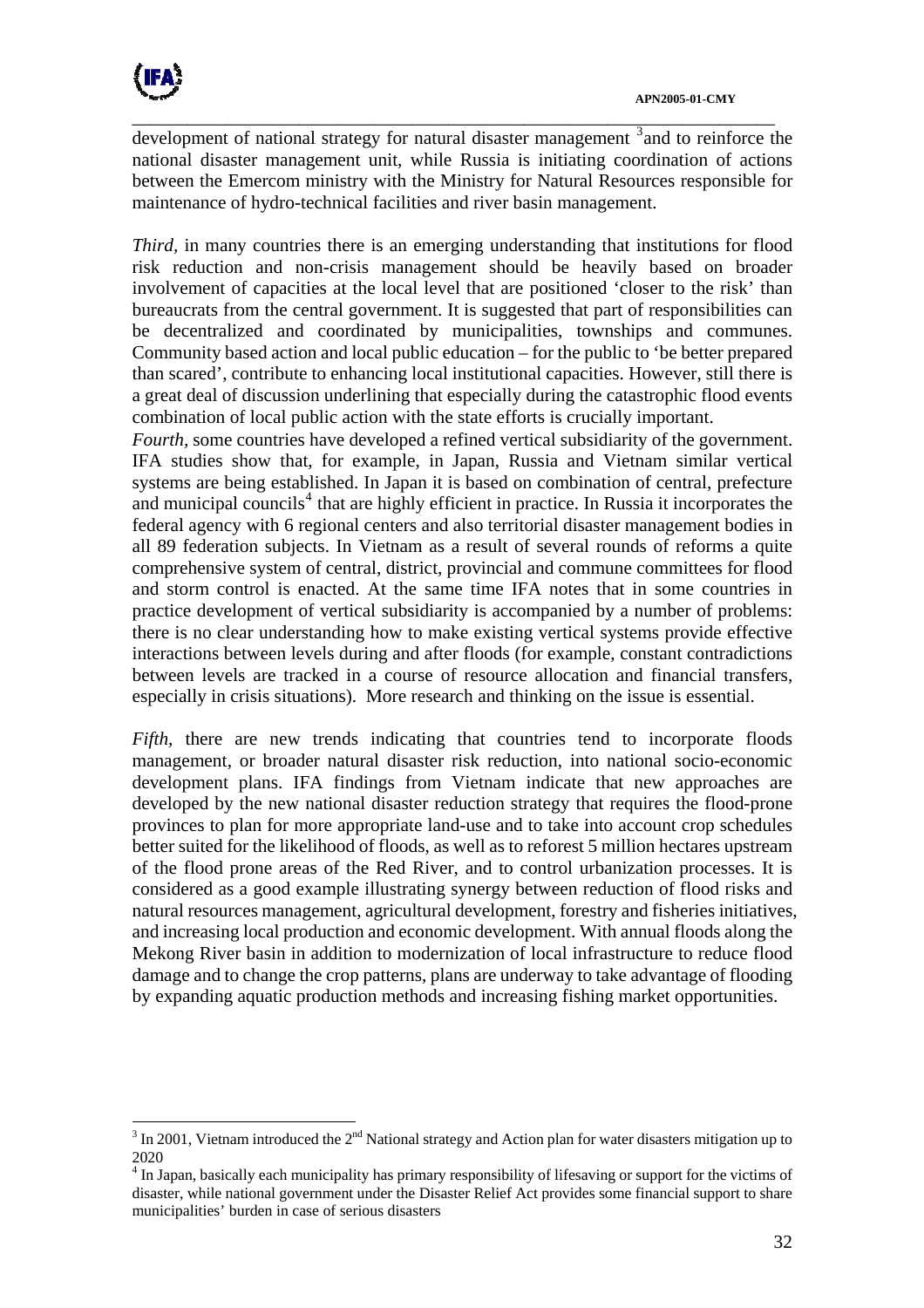development of national strategy for natural disaster management [3] and to reinforce the national disaster management unit, while Russia is initiating coordination of actions between the Emercom ministry with the Ministry for Natural Resources responsible for maintenance of hydro-technical facilities and river basin management.

*Third*, in many countries there is an emerging understanding that institutions for flood risk reduction and non-crisis management should be heavily based on broader involvement of capacities at the local level that are positioned 'closer to the risk' than bureaucrats from the central government. It is suggested that part of responsibilities can be decentralized and coordinated by municipalities, townships and communes. Community based action and local public education – for the public to 'be better prepared than scared', contribute to enhancing local institutional capacities. However, still there is a great deal of discussion underlining that especially during the catastrophic flood events combination of local public action with the state efforts is crucially important.

*Fourth*, some countries have developed a refined vertical subsidiarity of the government. IFA studies show that, for example, in Japan, Russia and Vietnam similar vertical systems are being established. In Japan it is based on combination of central, prefecture and municipal councils[4] that are highly efficient in practice. In Russia it incorporates the federal agency with 6 regional centers and also territorial disaster management bodies in all 89 federation subjects. In Vietnam as a result of several rounds of reforms a quite comprehensive system of central, district, provincial and commune committees for flood and storm control is enacted. At the same time IFA notes that in some countries in practice development of vertical subsidiarity is accompanied by a number of problems: there is no clear understanding how to make existing vertical systems provide effective interactions between levels during and after floods (for example, constant contradictions between levels are tracked in a course of resource allocation and financial transfers, especially in crisis situations). More research and thinking on the issue is essential.

*Fifth*, there are new trends indicating that countries tend to incorporate floods management, or broader natural disaster risk reduction, into national socio-economic development plans. IFA findings from Vietnam indicate that new approaches are developed by the new national disaster reduction strategy that requires the flood-prone provinces to plan for more appropriate land-use and to take into account crop schedules better suited for the likelihood of floods, as well as to reforest 5 million hectares upstream of the flood prone areas of the Red River, and to control urbanization processes. It is considered as a good example illustrating synergy between reduction of flood risks and natural resources management, agricultural development, forestry and fisheries initiatives, and increasing local production and economic development. With annual floods along the Mekong River basin in addition to modernization of local infrastructure to reduce flood damage and to change the crop patterns, plans are underway to take advantage of flooding by expanding aquatic production methods and increasing fishing market opportunities.

---

[3] In 2001, Vietnam introduced the 2nd National strategy and Action plan for water disasters mitigation up to 2020

[4] In Japan, basically each municipality has primary responsibility of lifesaving or support for the victims of disaster, while national government under the Disaster Relief Act provides some financial support to share municipalities' burden in case of serious disasters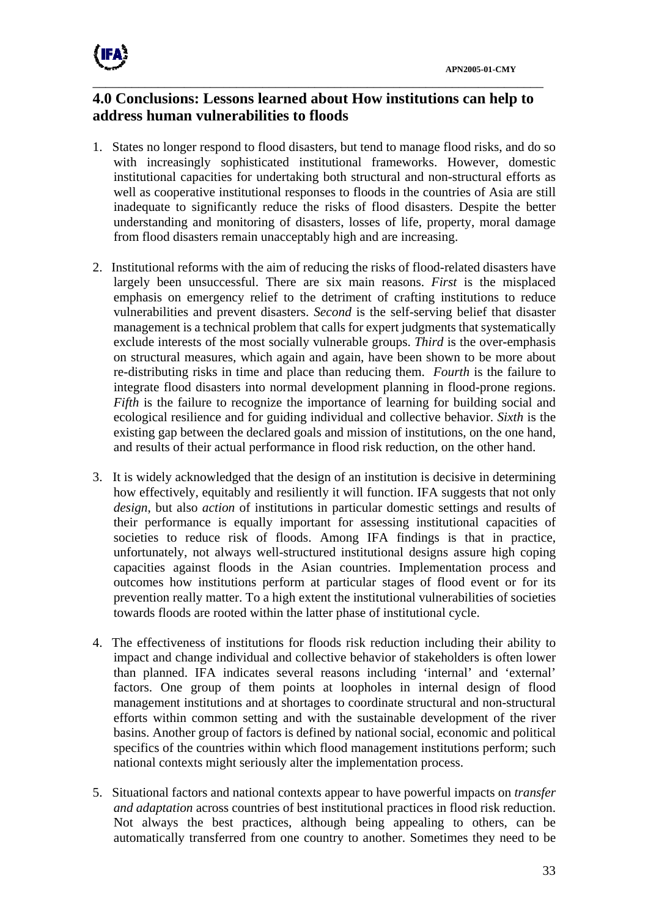## 4.0 Conclusions: Lessons learned about How institutions can help to address human vulnerabilities to floods

1. States no longer respond to flood disasters, but tend to manage flood risks, and do so with increasingly sophisticated institutional frameworks. However, domestic institutional capacities for undertaking both structural and non-structural efforts as well as cooperative institutional responses to floods in the countries of Asia are still inadequate to significantly reduce the risks of flood disasters. Despite the better understanding and monitoring of disasters, losses of life, property, moral damage from flood disasters remain unacceptably high and are increasing.

2. Institutional reforms with the aim of reducing the risks of flood-related disasters have largely been unsuccessful. There are six main reasons. *First* is the misplaced emphasis on emergency relief to the detriment of crafting institutions to reduce vulnerabilities and prevent disasters. *Second* is the self-serving belief that disaster management is a technical problem that calls for expert judgments that systematically exclude interests of the most socially vulnerable groups. *Third* is the over-emphasis on structural measures, which again and again, have been shown to be more about re-distributing risks in time and place than reducing them. *Fourth* is the failure to integrate flood disasters into normal development planning in flood-prone regions. *Fifth* is the failure to recognize the importance of learning for building social and ecological resilience and for guiding individual and collective behavior. *Sixth* is the existing gap between the declared goals and mission of institutions, on the one hand, and results of their actual performance in flood risk reduction, on the other hand.

3. It is widely acknowledged that the design of an institution is decisive in determining how effectively, equitably and resiliently it will function. IFA suggests that not only *design*, but also *action* of institutions in particular domestic settings and results of their performance is equally important for assessing institutional capacities of societies to reduce risk of floods. Among IFA findings is that in practice, unfortunately, not always well-structured institutional designs assure high coping capacities against floods in the Asian countries. Implementation process and outcomes how institutions perform at particular stages of flood event or for its prevention really matter. To a high extent the institutional vulnerabilities of societies towards floods are rooted within the latter phase of institutional cycle.

4. The effectiveness of institutions for floods risk reduction including their ability to impact and change individual and collective behavior of stakeholders is often lower than planned. IFA indicates several reasons including 'internal' and 'external' factors. One group of them points at loopholes in internal design of flood management institutions and at shortages to coordinate structural and non-structural efforts within common setting and with the sustainable development of the river basins. Another group of factors is defined by national social, economic and political specifics of the countries within which flood management institutions perform; such national contexts might seriously alter the implementation process.

5. Situational factors and national contexts appear to have powerful impacts on *transfer and adaptation* across countries of best institutional practices in flood risk reduction. Not always the best practices, although being appealing to others, can be automatically transferred from one country to another. Sometimes they need to be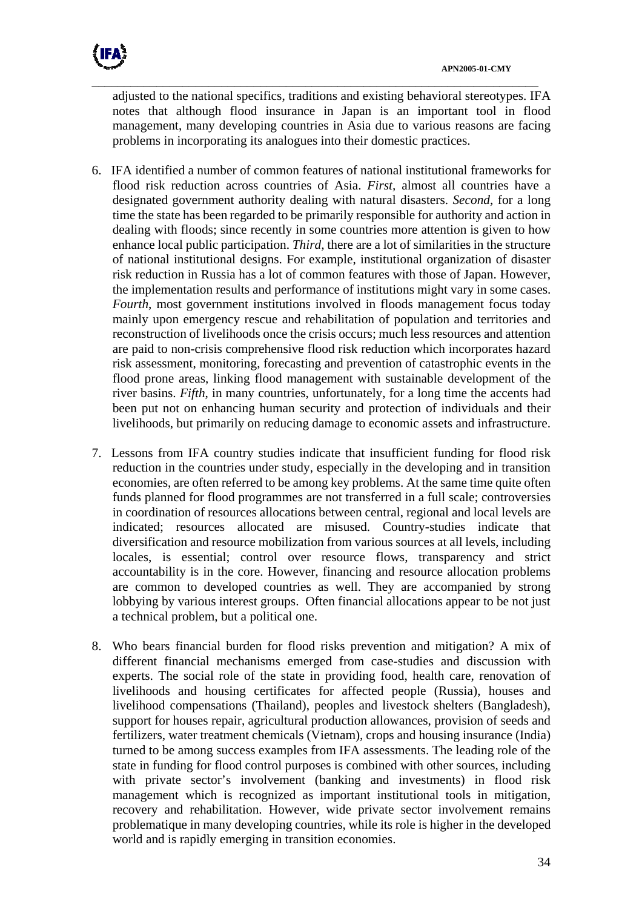adjusted to the national specifics, traditions and existing behavioral stereotypes. IFA notes that although flood insurance in Japan is an important tool in flood management, many developing countries in Asia due to various reasons are facing problems in incorporating its analogues into their domestic practices.

6. IFA identified a number of common features of national institutional frameworks for flood risk reduction across countries of Asia. *First,* almost all countries have a designated government authority dealing with natural disasters. *Second*, for a long time the state has been regarded to be primarily responsible for authority and action in dealing with floods; since recently in some countries more attention is given to how enhance local public participation. *Third,* there are a lot of similarities in the structure of national institutional designs. For example, institutional organization of disaster risk reduction in Russia has a lot of common features with those of Japan. However, the implementation results and performance of institutions might vary in some cases. *Fourth*, most government institutions involved in floods management focus today mainly upon emergency rescue and rehabilitation of population and territories and reconstruction of livelihoods once the crisis occurs; much less resources and attention are paid to non-crisis comprehensive flood risk reduction which incorporates hazard risk assessment, monitoring, forecasting and prevention of catastrophic events in the flood prone areas, linking flood management with sustainable development of the river basins. *Fifth*, in many countries, unfortunately, for a long time the accents had been put not on enhancing human security and protection of individuals and their livelihoods, but primarily on reducing damage to economic assets and infrastructure.

7. Lessons from IFA country studies indicate that insufficient funding for flood risk reduction in the countries under study, especially in the developing and in transition economies, are often referred to be among key problems. At the same time quite often funds planned for flood programmes are not transferred in a full scale; controversies in coordination of resources allocations between central, regional and local levels are indicated; resources allocated are misused. Country-studies indicate that diversification and resource mobilization from various sources at all levels, including locales, is essential; control over resource flows, transparency and strict accountability is in the core. However, financing and resource allocation problems are common to developed countries as well. They are accompanied by strong lobbying by various interest groups. Often financial allocations appear to be not just a technical problem, but a political one.

8. Who bears financial burden for flood risks prevention and mitigation? A mix of different financial mechanisms emerged from case-studies and discussion with experts. The social role of the state in providing food, health care, renovation of livelihoods and housing certificates for affected people (Russia), houses and livelihood compensations (Thailand), peoples and livestock shelters (Bangladesh), support for houses repair, agricultural production allowances, provision of seeds and fertilizers, water treatment chemicals (Vietnam), crops and housing insurance (India) turned to be among success examples from IFA assessments. The leading role of the state in funding for flood control purposes is combined with other sources, including with private sector's involvement (banking and investments) in flood risk management which is recognized as important institutional tools in mitigation, recovery and rehabilitation. However, wide private sector involvement remains problematique in many developing countries, while its role is higher in the developed world and is rapidly emerging in transition economies.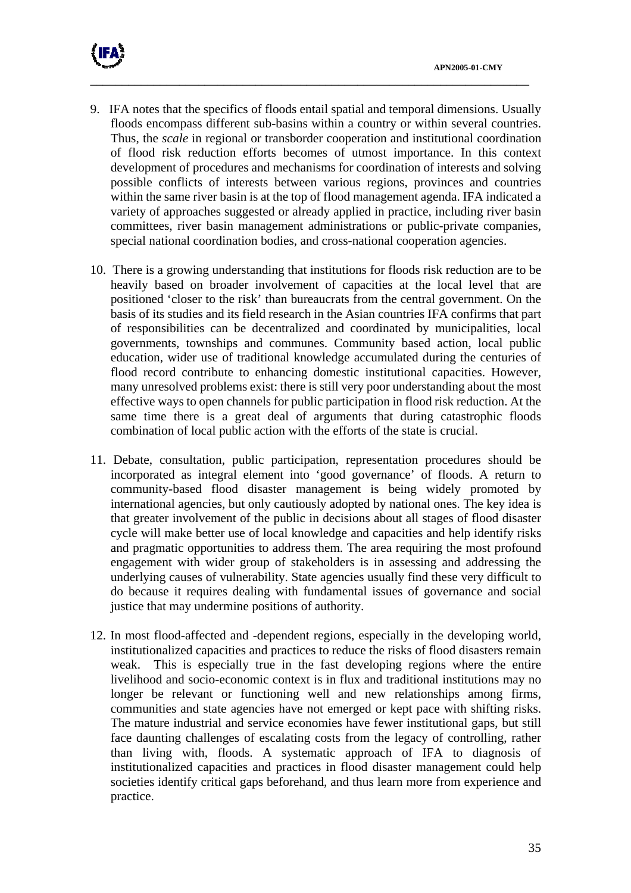9. IFA notes that the specifics of floods entail spatial and temporal dimensions. Usually floods encompass different sub-basins within a country or within several countries. Thus, the *scale* in regional or transborder cooperation and institutional coordination of flood risk reduction efforts becomes of utmost importance. In this context development of procedures and mechanisms for coordination of interests and solving possible conflicts of interests between various regions, provinces and countries within the same river basin is at the top of flood management agenda. IFA indicated a variety of approaches suggested or already applied in practice, including river basin committees, river basin management administrations or public-private companies, special national coordination bodies, and cross-national cooperation agencies.

10. There is a growing understanding that institutions for floods risk reduction are to be heavily based on broader involvement of capacities at the local level that are positioned 'closer to the risk' than bureaucrats from the central government. On the basis of its studies and its field research in the Asian countries IFA confirms that part of responsibilities can be decentralized and coordinated by municipalities, local governments, townships and communes. Community based action, local public education, wider use of traditional knowledge accumulated during the centuries of flood record contribute to enhancing domestic institutional capacities. However, many unresolved problems exist: there is still very poor understanding about the most effective ways to open channels for public participation in flood risk reduction. At the same time there is a great deal of arguments that during catastrophic floods combination of local public action with the efforts of the state is crucial.

11. Debate, consultation, public participation, representation procedures should be incorporated as integral element into 'good governance' of floods. A return to community-based flood disaster management is being widely promoted by international agencies, but only cautiously adopted by national ones. The key idea is that greater involvement of the public in decisions about all stages of flood disaster cycle will make better use of local knowledge and capacities and help identify risks and pragmatic opportunities to address them. The area requiring the most profound engagement with wider group of stakeholders is in assessing and addressing the underlying causes of vulnerability. State agencies usually find these very difficult to do because it requires dealing with fundamental issues of governance and social justice that may undermine positions of authority.

12. In most flood-affected and -dependent regions, especially in the developing world, institutionalized capacities and practices to reduce the risks of flood disasters remain weak. This is especially true in the fast developing regions where the entire livelihood and socio-economic context is in flux and traditional institutions may no longer be relevant or functioning well and new relationships among firms, communities and state agencies have not emerged or kept pace with shifting risks. The mature industrial and service economies have fewer institutional gaps, but still face daunting challenges of escalating costs from the legacy of controlling, rather than living with, floods. A systematic approach of IFA to diagnosis of institutionalized capacities and practices in flood disaster management could help societies identify critical gaps beforehand, and thus learn more from experience and practice.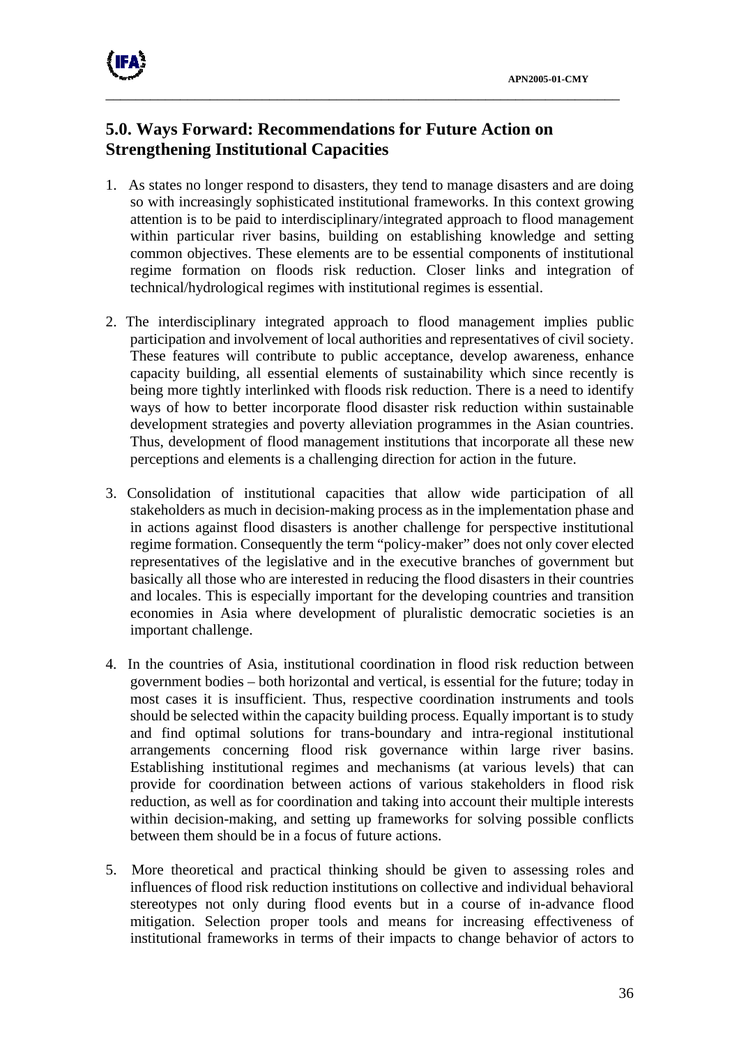## 5.0. Ways Forward: Recommendations for Future Action on Strengthening Institutional Capacities

1. As states no longer respond to disasters, they tend to manage disasters and are doing so with increasingly sophisticated institutional frameworks. In this context growing attention is to be paid to interdisciplinary/integrated approach to flood management within particular river basins, building on establishing knowledge and setting common objectives. These elements are to be essential components of institutional regime formation on floods risk reduction. Closer links and integration of technical/hydrological regimes with institutional regimes is essential.

2. The interdisciplinary integrated approach to flood management implies public participation and involvement of local authorities and representatives of civil society. These features will contribute to public acceptance, develop awareness, enhance capacity building, all essential elements of sustainability which since recently is being more tightly interlinked with floods risk reduction. There is a need to identify ways of how to better incorporate flood disaster risk reduction within sustainable development strategies and poverty alleviation programmes in the Asian countries. Thus, development of flood management institutions that incorporate all these new perceptions and elements is a challenging direction for action in the future.

3. Consolidation of institutional capacities that allow wide participation of all stakeholders as much in decision-making process as in the implementation phase and in actions against flood disasters is another challenge for perspective institutional regime formation. Consequently the term "policy-maker" does not only cover elected representatives of the legislative and in the executive branches of government but basically all those who are interested in reducing the flood disasters in their countries and locales. This is especially important for the developing countries and transition economies in Asia where development of pluralistic democratic societies is an important challenge.

4. In the countries of Asia, institutional coordination in flood risk reduction between government bodies – both horizontal and vertical, is essential for the future; today in most cases it is insufficient. Thus, respective coordination instruments and tools should be selected within the capacity building process. Equally important is to study and find optimal solutions for trans-boundary and intra-regional institutional arrangements concerning flood risk governance within large river basins. Establishing institutional regimes and mechanisms (at various levels) that can provide for coordination between actions of various stakeholders in flood risk reduction, as well as for coordination and taking into account their multiple interests within decision-making, and setting up frameworks for solving possible conflicts between them should be in a focus of future actions.

5. More theoretical and practical thinking should be given to assessing roles and influences of flood risk reduction institutions on collective and individual behavioral stereotypes not only during flood events but in a course of in-advance flood mitigation. Selection proper tools and means for increasing effectiveness of institutional frameworks in terms of their impacts to change behavior of actors to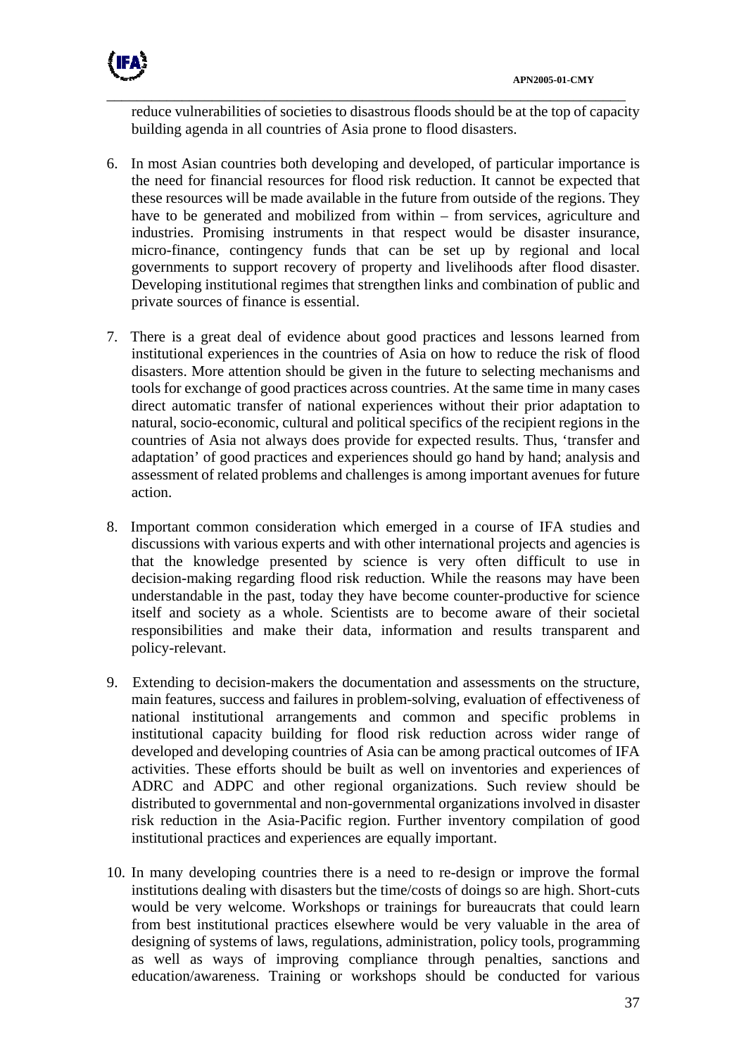reduce vulnerabilities of societies to disastrous floods should be at the top of capacity building agenda in all countries of Asia prone to flood disasters.

6. In most Asian countries both developing and developed, of particular importance is the need for financial resources for flood risk reduction. It cannot be expected that these resources will be made available in the future from outside of the regions. They have to be generated and mobilized from within – from services, agriculture and industries. Promising instruments in that respect would be disaster insurance, micro-finance, contingency funds that can be set up by regional and local governments to support recovery of property and livelihoods after flood disaster. Developing institutional regimes that strengthen links and combination of public and private sources of finance is essential.

7. There is a great deal of evidence about good practices and lessons learned from institutional experiences in the countries of Asia on how to reduce the risk of flood disasters. More attention should be given in the future to selecting mechanisms and tools for exchange of good practices across countries. At the same time in many cases direct automatic transfer of national experiences without their prior adaptation to natural, socio-economic, cultural and political specifics of the recipient regions in the countries of Asia not always does provide for expected results. Thus, 'transfer and adaptation' of good practices and experiences should go hand by hand; analysis and assessment of related problems and challenges is among important avenues for future action.

8. Important common consideration which emerged in a course of IFA studies and discussions with various experts and with other international projects and agencies is that the knowledge presented by science is very often difficult to use in decision-making regarding flood risk reduction. While the reasons may have been understandable in the past, today they have become counter-productive for science itself and society as a whole. Scientists are to become aware of their societal responsibilities and make their data, information and results transparent and policy-relevant.

9. Extending to decision-makers the documentation and assessments on the structure, main features, success and failures in problem-solving, evaluation of effectiveness of national institutional arrangements and common and specific problems in institutional capacity building for flood risk reduction across wider range of developed and developing countries of Asia can be among practical outcomes of IFA activities. These efforts should be built as well on inventories and experiences of ADRC and ADPC and other regional organizations. Such review should be distributed to governmental and non-governmental organizations involved in disaster risk reduction in the Asia-Pacific region. Further inventory compilation of good institutional practices and experiences are equally important.

10. In many developing countries there is a need to re-design or improve the formal institutions dealing with disasters but the time/costs of doings so are high. Short-cuts would be very welcome. Workshops or trainings for bureaucrats that could learn from best institutional practices elsewhere would be very valuable in the area of designing of systems of laws, regulations, administration, policy tools, programming as well as ways of improving compliance through penalties, sanctions and education/awareness. Training or workshops should be conducted for various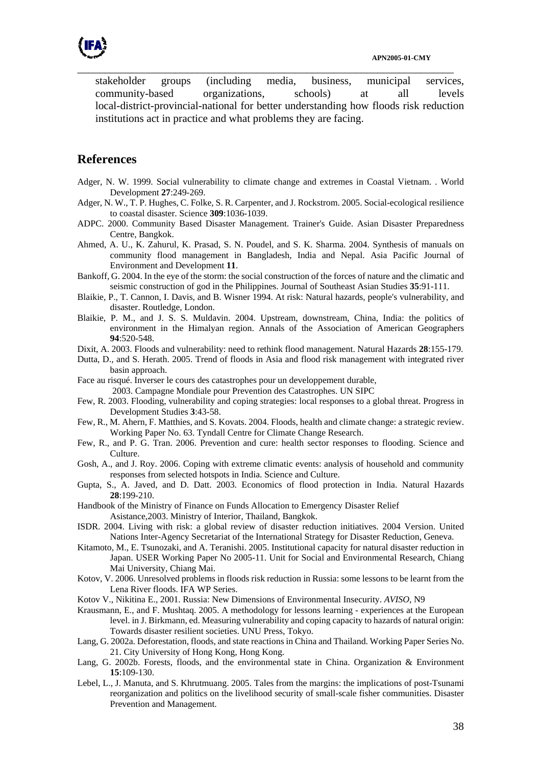stakeholder groups (including media, business, municipal services, community-based organizations, schools) at all levels local-district-provincial-national for better understanding how floods risk reduction institutions act in practice and what problems they are facing.

## References

Adger, N. W. 1999. Social vulnerability to climate change and extremes in Coastal Vietnam. . World Development **27**:249-269.

Adger, N. W., T. P. Hughes, C. Folke, S. R. Carpenter, and J. Rockstrom. 2005. Social-ecological resilience to coastal disaster. Science **309**:1036-1039.

ADPC. 2000. Community Based Disaster Management. Trainer's Guide. Asian Disaster Preparedness Centre, Bangkok.

Ahmed, A. U., K. Zahurul, K. Prasad, S. N. Poudel, and S. K. Sharma. 2004. Synthesis of manuals on community flood management in Bangladesh, India and Nepal. Asia Pacific Journal of Environment and Development **11**.

Bankoff, G. 2004. In the eye of the storm: the social construction of the forces of nature and the climatic and seismic construction of god in the Philippines. Journal of Southeast Asian Studies **35**:91-111.

Blaikie, P., T. Cannon, I. Davis, and B. Wisner 1994. At risk: Natural hazards, people's vulnerability, and disaster. Routledge, London.

Blaikie, P. M., and J. S. S. Muldavin. 2004. Upstream, downstream, China, India: the politics of environment in the Himalyan region. Annals of the Association of American Geographers **94**:520-548.

Dixit, A. 2003. Floods and vulnerability: need to rethink flood management. Natural Hazards **28**:155-179.

Dutta, D., and S. Herath. 2005. Trend of floods in Asia and flood risk management with integrated river basin approach.

Face au risqué. Inverser le cours des catastrophes pour un developpement durable, 2003. Campagne Mondiale pour Prevention des Catastrophes. UN SIPC

Few, R. 2003. Flooding, vulnerability and coping strategies: local responses to a global threat. Progress in Development Studies **3**:43-58.

Few, R., M. Ahern, F. Matthies, and S. Kovats. 2004. Floods, health and climate change: a strategic review. Working Paper No. 63. Tyndall Centre for Climate Change Research.

Few, R., and P. G. Tran. 2006. Prevention and cure: health sector responses to flooding. Science and Culture.

Gosh, A., and J. Roy. 2006. Coping with extreme climatic events: analysis of household and community responses from selected hotspots in India. Science and Culture.

Gupta, S., A. Javed, and D. Datt. 2003. Economics of flood protection in India. Natural Hazards **28**:199-210.

Handbook of the Ministry of Finance on Funds Allocation to Emergency Disaster Relief Asistance,2003. Ministry of Interior, Thailand, Bangkok.

ISDR. 2004. Living with risk: a global review of disaster reduction initiatives. 2004 Version. United Nations Inter-Agency Secretariat of the International Strategy for Disaster Reduction, Geneva.

Kitamoto, M., E. Tsunozaki, and A. Teranishi. 2005. Institutional capacity for natural disaster reduction in Japan. USER Working Paper No 2005-11. Unit for Social and Environmental Research, Chiang Mai University, Chiang Mai.

Kotov, V. 2006. Unresolved problems in floods risk reduction in Russia: some lessons to be learnt from the Lena River floods. IFA WP Series.

Kotov V., Nikitina E., 2001. Russia: New Dimensions of Environmental Insecurity. *AVISO*, N9

Krausmann, E., and F. Mushtaq. 2005. A methodology for lessons learning - experiences at the European level. in J. Birkmann, ed. Measuring vulnerability and coping capacity to hazards of natural origin: Towards disaster resilient societies. UNU Press, Tokyo.

Lang, G. 2002a. Deforestation, floods, and state reactions in China and Thailand. Working Paper Series No. 21. City University of Hong Kong, Hong Kong.

Lang, G. 2002b. Forests, floods, and the environmental state in China. Organization & Environment **15**:109-130.

Lebel, L., J. Manuta, and S. Khrutmuang. 2005. Tales from the margins: the implications of post-Tsunami reorganization and politics on the livelihood security of small-scale fisher communities. Disaster Prevention and Management.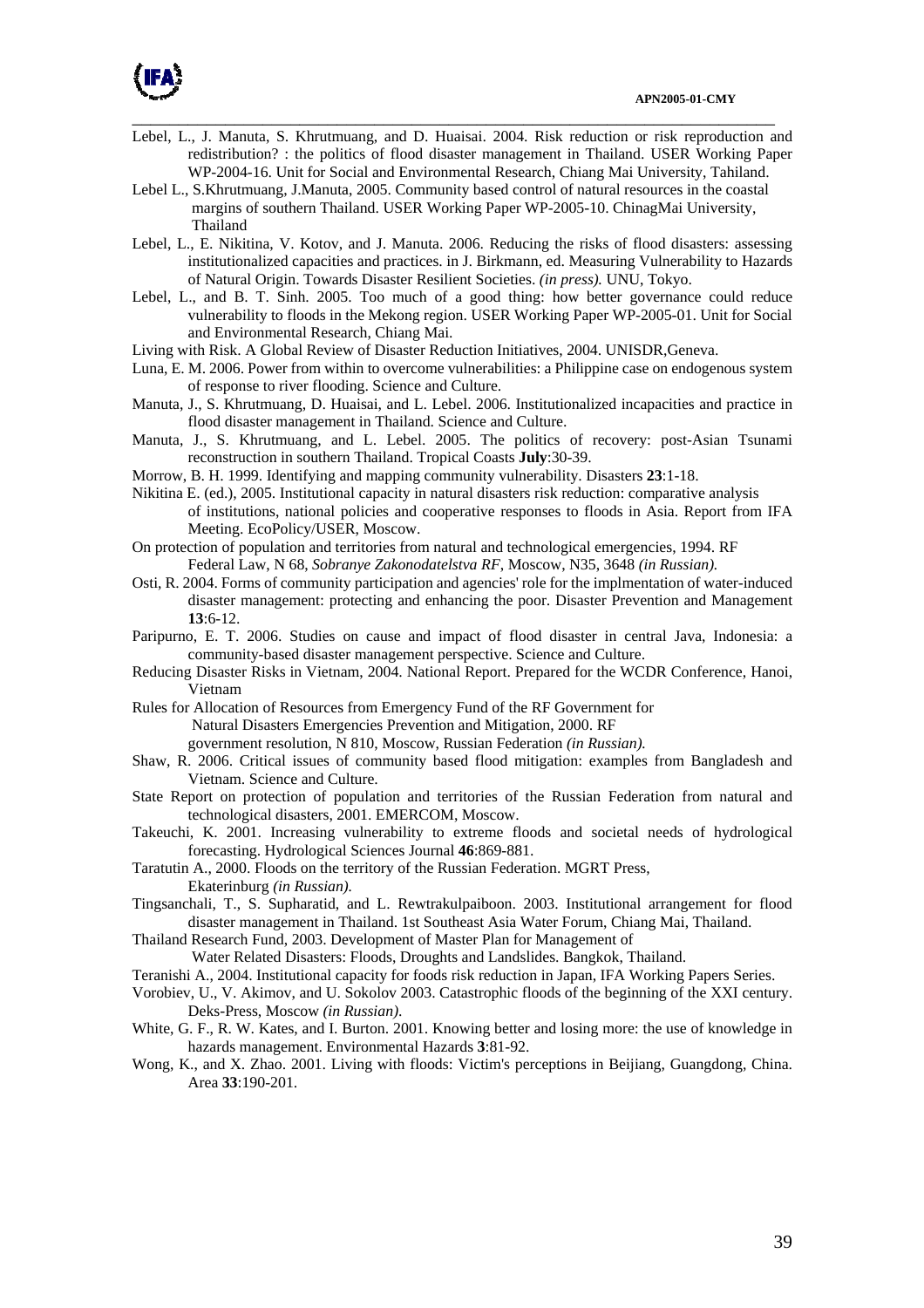Lebel, L., J. Manuta, S. Khrutmuang, and D. Huaisai. 2004. Risk reduction or risk reproduction and redistribution? : the politics of flood disaster management in Thailand. USER Working Paper WP-2004-16. Unit for Social and Environmental Research, Chiang Mai University, Tahiland.

Lebel L., S.Khrutmuang, J.Manuta, 2005. Community based control of natural resources in the coastal margins of southern Thailand. USER Working Paper WP-2005-10. ChinagMai University, Thailand

Lebel, L., E. Nikitina, V. Kotov, and J. Manuta. 2006. Reducing the risks of flood disasters: assessing institutionalized capacities and practices. in J. Birkmann, ed. Measuring Vulnerability to Hazards of Natural Origin. Towards Disaster Resilient Societies. *(in press).* UNU, Tokyo.

Lebel, L., and B. T. Sinh. 2005. Too much of a good thing: how better governance could reduce vulnerability to floods in the Mekong region. USER Working Paper WP-2005-01. Unit for Social and Environmental Research, Chiang Mai.

Living with Risk. A Global Review of Disaster Reduction Initiatives, 2004. UNISDR,Geneva.

Luna, E. M. 2006. Power from within to overcome vulnerabilities: a Philippine case on endogenous system of response to river flooding. Science and Culture.

Manuta, J., S. Khrutmuang, D. Huaisai, and L. Lebel. 2006. Institutionalized incapacities and practice in flood disaster management in Thailand. Science and Culture.

Manuta, J., S. Khrutmuang, and L. Lebel. 2005. The politics of recovery: post-Asian Tsunami reconstruction in southern Thailand. Tropical Coasts **July**:30-39.

Morrow, B. H. 1999. Identifying and mapping community vulnerability. Disasters **23**:1-18.

Nikitina E. (ed.), 2005. Institutional capacity in natural disasters risk reduction: comparative analysis of institutions, national policies and cooperative responses to floods in Asia. Report from IFA Meeting. EcoPolicy/USER, Moscow.

On protection of population and territories from natural and technological emergencies, 1994. RF Federal Law, N 68, *Sobranye Zakonodatelstva RF*, Moscow, N35, 3648 *(in Russian).*

Osti, R. 2004. Forms of community participation and agencies' role for the implmentation of water-induced disaster management: protecting and enhancing the poor. Disaster Prevention and Management **13**:6-12.

Paripurno, E. T. 2006. Studies on cause and impact of flood disaster in central Java, Indonesia: a community-based disaster management perspective. Science and Culture.

Reducing Disaster Risks in Vietnam, 2004. National Report. Prepared for the WCDR Conference, Hanoi, Vietnam

Rules for Allocation of Resources from Emergency Fund of the RF Government for Natural Disasters Emergencies Prevention and Mitigation, 2000. RF government resolution, N 810, Moscow, Russian Federation *(in Russian).*

Shaw, R. 2006. Critical issues of community based flood mitigation: examples from Bangladesh and Vietnam. Science and Culture.

State Report on protection of population and territories of the Russian Federation from natural and technological disasters, 2001. EMERCOM, Moscow.

Takeuchi, K. 2001. Increasing vulnerability to extreme floods and societal needs of hydrological forecasting. Hydrological Sciences Journal **46**:869-881.

Taratutin A., 2000. Floods on the territory of the Russian Federation. MGRT Press, Ekaterinburg *(in Russian).*

Tingsanchali, T., S. Supharatid, and L. Rewtrakulpaiboon. 2003. Institutional arrangement for flood disaster management in Thailand. 1st Southeast Asia Water Forum, Chiang Mai, Thailand.

Thailand Research Fund, 2003. Development of Master Plan for Management of Water Related Disasters: Floods, Droughts and Landslides. Bangkok, Thailand.

Teranishi A., 2004. Institutional capacity for foods risk reduction in Japan, IFA Working Papers Series.

Vorobiev, U., V. Akimov, and U. Sokolov 2003. Catastrophic floods of the beginning of the XXI century. Deks-Press, Moscow *(in Russian).*

White, G. F., R. W. Kates, and I. Burton. 2001. Knowing better and losing more: the use of knowledge in hazards management. Environmental Hazards **3**:81-92.

Wong, K., and X. Zhao. 2001. Living with floods: Victim's perceptions in Beijiang, Guangdong, China. Area **33**:190-201.